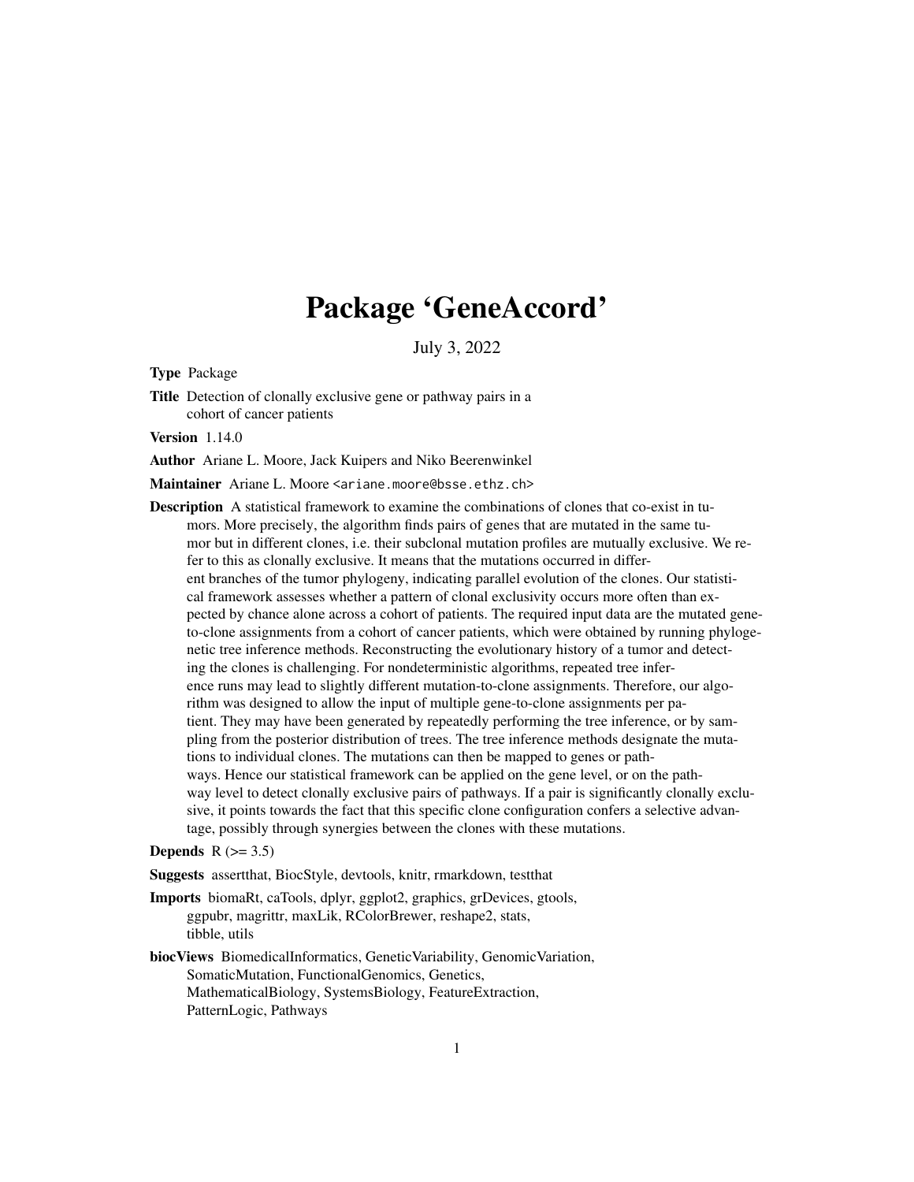# Package 'GeneAccord'

July 3, 2022

**Type** Package

**Title** Detection of clonally exclusive gene or pathway pairs in a cohort of cancer patients

**Version** 1.14.0

**Author** Ariane L. Moore, Jack Kuipers and Niko Beerenwinkel

**Maintainer** Ariane L. Moore <ariane.moore@bsse.ethz.ch>

**Description** A statistical framework to examine the combinations of clones that co-exist in tumors. More precisely, the algorithm finds pairs of genes that are mutated in the same tumor but in different clones, i.e. their subclonal mutation profiles are mutually exclusive. We refer to this as clonally exclusive. It means that the mutations occurred in different branches of the tumor phylogeny, indicating parallel evolution of the clones. Our statistical framework assesses whether a pattern of clonal exclusivity occurs more often than expected by chance alone across a cohort of patients. The required input data are the mutated gene-to-clone assignments from a cohort of cancer patients, which were obtained by running phylogenetic tree inference methods. Reconstructing the evolutionary history of a tumor and detecting the clones is challenging. For nondeterministic algorithms, repeated tree inference runs may lead to slightly different mutation-to-clone assignments. Therefore, our algorithm was designed to allow the input of multiple gene-to-clone assignments per patient. They may have been generated by repeatedly performing the tree inference, or by sampling from the posterior distribution of trees. The tree inference methods designate the mutations to individual clones. The mutations can then be mapped to genes or pathways. Hence our statistical framework can be applied on the gene level, or on the pathway level to detect clonally exclusive pairs of pathways. If a pair is significantly clonally exclusive, it points towards the fact that this specific clone configuration confers a selective advantage, possibly through synergies between the clones with these mutations.

**Depends** R (>= 3.5)

**Suggests** assertthat, BiocStyle, devtools, knitr, rmarkdown, testthat

**Imports** biomaRt, caTools, dplyr, ggplot2, graphics, grDevices, gtools, ggpubr, magrittr, maxLik, RColorBrewer, reshape2, stats, tibble, utils

**biocViews** BiomedicalInformatics, GeneticVariability, GenomicVariation, SomaticMutation, FunctionalGenomics, Genetics, MathematicalBiology, SystemsBiology, FeatureExtraction, PatternLogic, Pathways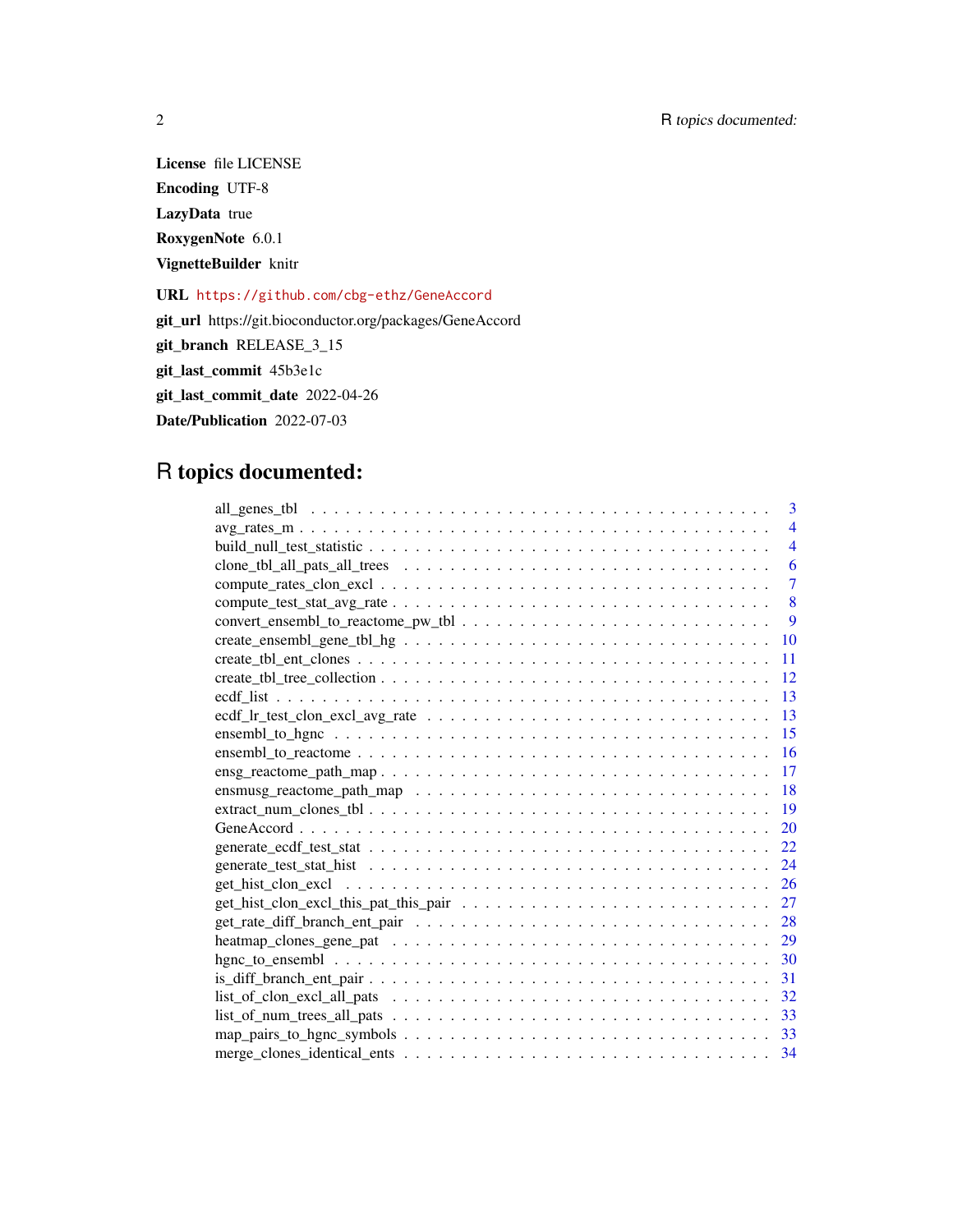**License** file LICENSE

**Encoding** UTF-8

**LazyData** true

**RoxygenNote** 6.0.1

**VignetteBuilder** knitr

**URL** https://github.com/cbg-ethz/GeneAccord

**git_url** https://git.bioconductor.org/packages/GeneAccord

**git_branch** RELEASE_3_15

**git_last_commit** 45b3e1c

**git_last_commit_date** 2022-04-26

**Date/Publication** 2022-07-03

## R topics documented:

| | |
|---|---|
| all_genes_tbl | 3 |
| avg_rates_m | 4 |
| build_null_test_statistic | 4 |
| clone_tbl_all_pats_all_trees | 6 |
| compute_rates_clon_excl | 7 |
| compute_test_stat_avg_rate | 8 |
| convert_ensembl_to_reactome_pw_tbl | 9 |
| create_ensembl_gene_tbl_hg | 10 |
| create_tbl_ent_clones | 11 |
| create_tbl_tree_collection | 12 |
| ecdf_list | 13 |
| ecdf_lr_test_clon_excl_avg_rate | 13 |
| ensembl_to_hgnc | 15 |
| ensembl_to_reactome | 16 |
| ensg_reactome_path_map | 17 |
| ensmusg_reactome_path_map | 18 |
| extract_num_clones_tbl | 19 |
| GeneAccord | 20 |
| generate_ecdf_test_stat | 22 |
| generate_test_stat_hist | 24 |
| get_hist_clon_excl | 26 |
| get_hist_clon_excl_this_pat_this_pair | 27 |
| get_rate_diff_branch_ent_pair | 28 |
| heatmap_clones_gene_pat | 29 |
| hgnc_to_ensembl | 30 |
| is_diff_branch_ent_pair | 31 |
| list_of_clon_excl_all_pats | 32 |
| list_of_num_trees_all_pats | 33 |
| map_pairs_to_hgnc_symbols | 33 |
| merge_clones_identical_ents | 34 |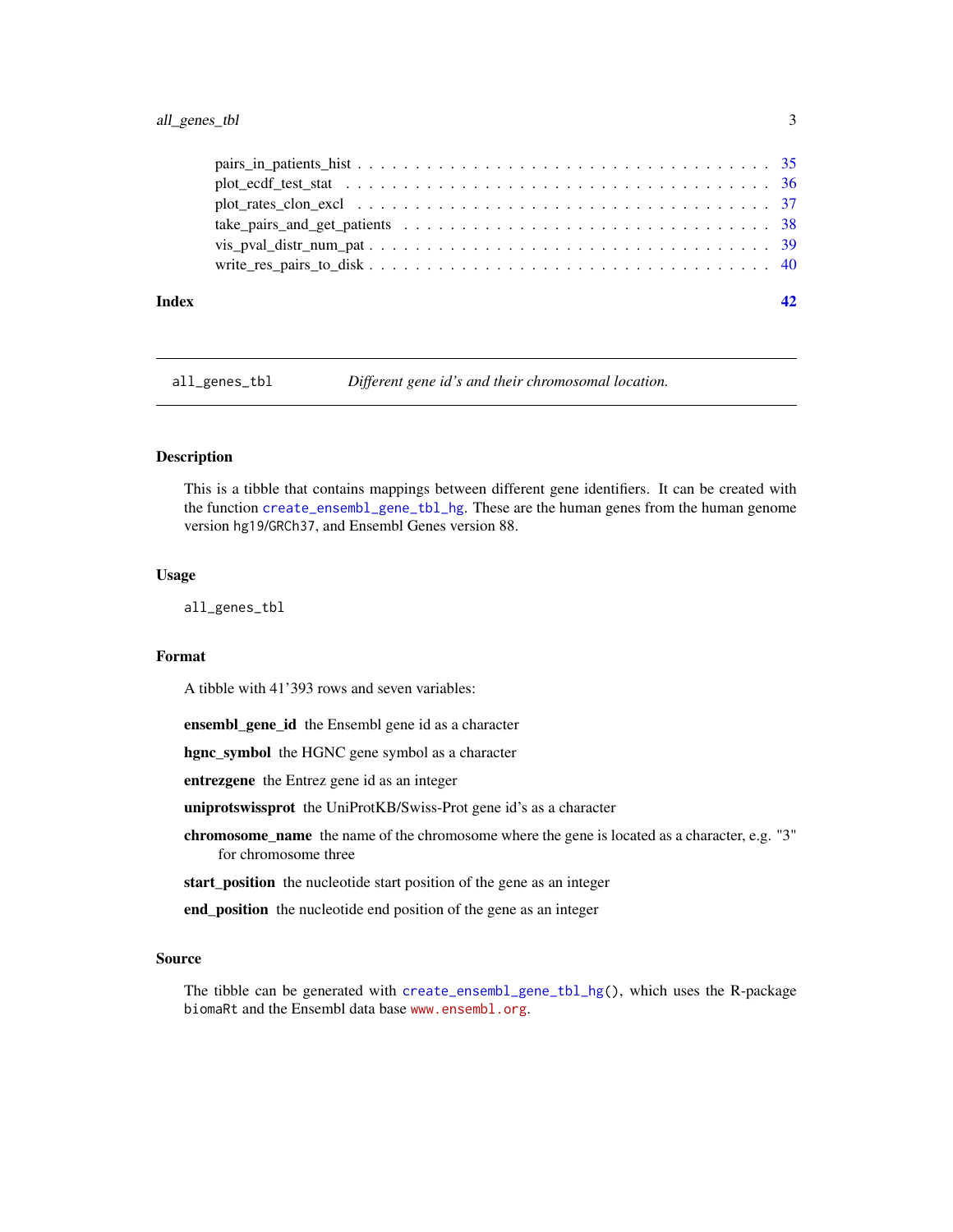pairs_in_patients_hist . . . . . . . . . . . . . . . . . . . . . . . . . . . . . . . . . . 35
plot_ecdf_test_stat . . . . . . . . . . . . . . . . . . . . . . . . . . . . . . . . . . . 36
plot_rates_clon_excl . . . . . . . . . . . . . . . . . . . . . . . . . . . . . . . . . . . 37
take_pairs_and_get_patients . . . . . . . . . . . . . . . . . . . . . . . . . . . . . . 38
vis_pval_distr_num_pat . . . . . . . . . . . . . . . . . . . . . . . . . . . . . . . . . 39
write_res_pairs_to_disk . . . . . . . . . . . . . . . . . . . . . . . . . . . . . . . . . 40

**Index** **42**

---

## all_genes_tbl — *Different gene id's and their chromosomal location.*

### Description

This is a tibble that contains mappings between different gene identifiers. It can be created with the function `create_ensembl_gene_tbl_hg`. These are the human genes from the human genome version `hg19/GRCh37`, and Ensembl Genes version 88.

### Usage

```
all_genes_tbl
```

### Format

A tibble with 41'393 rows and seven variables:

**ensembl_gene_id** the Ensembl gene id as a character

**hgnc_symbol** the HGNC gene symbol as a character

**entrezgene** the Entrez gene id as an integer

**uniprotswissprot** the UniProtKB/Swiss-Prot gene id's as a character

**chromosome_name** the name of the chromosome where the gene is located as a character, e.g. "3" for chromosome three

**start_position** the nucleotide start position of the gene as an integer

**end_position** the nucleotide end position of the gene as an integer

### Source

The tibble can be generated with `create_ensembl_gene_tbl_hg()`, which uses the R-package `biomaRt` and the Ensembl data base `www.ensembl.org`.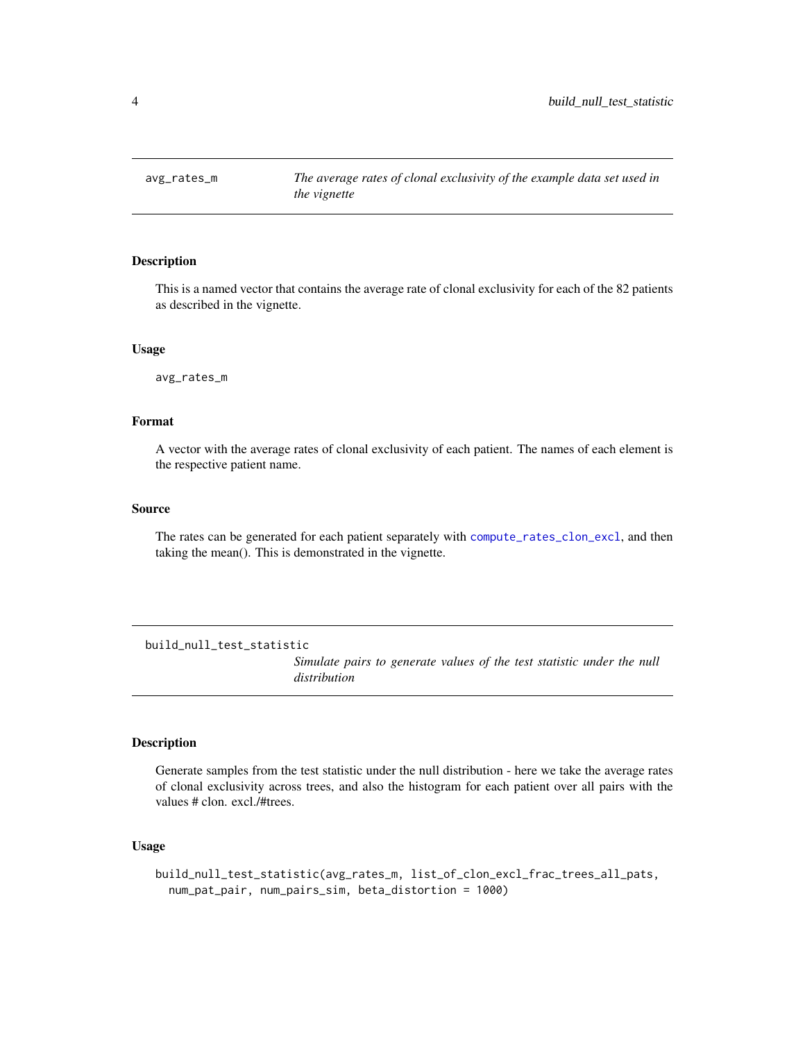## avg_rates_m

*The average rates of clonal exclusivity of the example data set used in the vignette*

### Description

This is a named vector that contains the average rate of clonal exclusivity for each of the 82 patients as described in the vignette.

### Usage

```
avg_rates_m
```

### Format

A vector with the average rates of clonal exclusivity of each patient. The names of each element is the respective patient name.

### Source

The rates can be generated for each patient separately with compute_rates_clon_excl, and then taking the mean(). This is demonstrated in the vignette.

## build_null_test_statistic

*Simulate pairs to generate values of the test statistic under the null distribution*

### Description

Generate samples from the test statistic under the null distribution - here we take the average rates of clonal exclusivity across trees, and also the histogram for each patient over all pairs with the values # clon. excl./#trees.

### Usage

```
build_null_test_statistic(avg_rates_m, list_of_clon_excl_frac_trees_all_pats,
  num_pat_pair, num_pairs_sim, beta_distortion = 1000)
```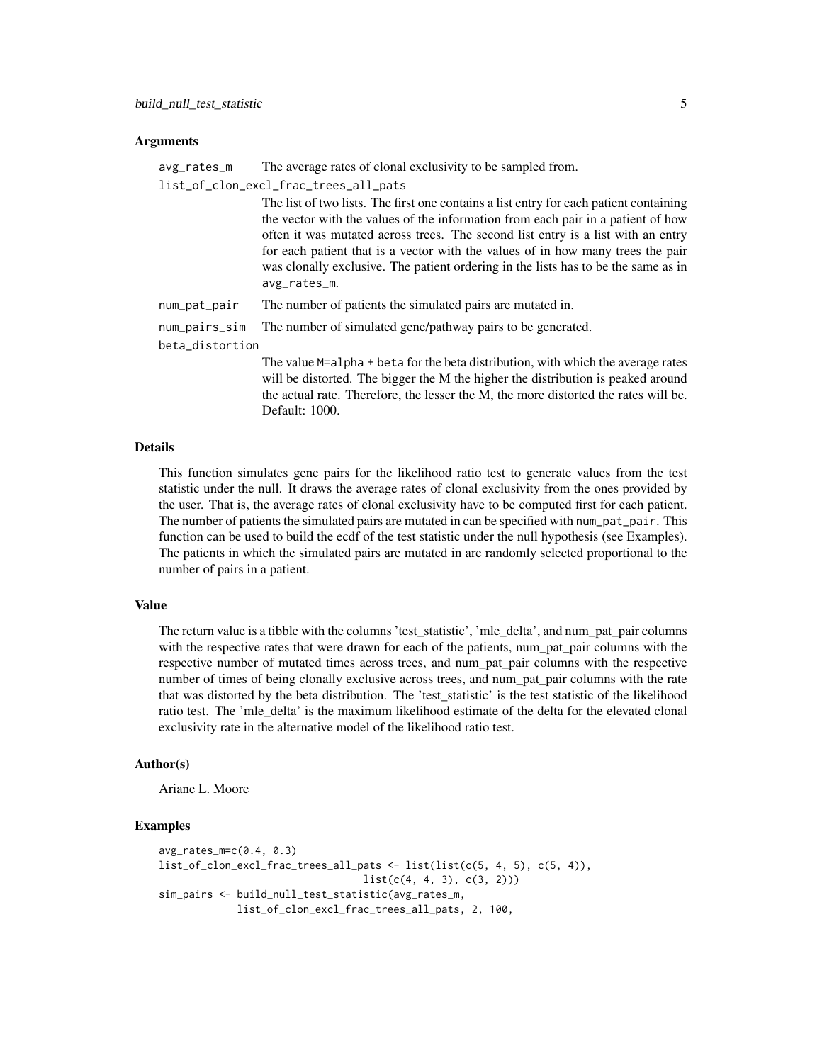### Arguments

**avg_rates_m** The average rates of clonal exclusivity to be sampled from.

**list_of_clon_excl_frac_trees_all_pats** The list of two lists. The first one contains a list entry for each patient containing the vector with the values of the information from each pair in a patient of how often it was mutated across trees. The second list entry is a list with an entry for each patient that is a vector with the values of in how many trees the pair was clonally exclusive. The patient ordering in the lists has to be the same as in `avg_rates_m`.

**num_pat_pair** The number of patients the simulated pairs are mutated in.

**num_pairs_sim** The number of simulated gene/pathway pairs to be generated.

**beta_distortion** The value `M=alpha + beta` for the beta distribution, with which the average rates will be distorted. The bigger the M the higher the distribution is peaked around the actual rate. Therefore, the lesser the M, the more distorted the rates will be. Default: 1000.

### Details

This function simulates gene pairs for the likelihood ratio test to generate values from the test statistic under the null. It draws the average rates of clonal exclusivity from the ones provided by the user. That is, the average rates of clonal exclusivity have to be computed first for each patient. The number of patients the simulated pairs are mutated in can be specified with `num_pat_pair`. This function can be used to build the ecdf of the test statistic under the null hypothesis (see Examples). The patients in which the simulated pairs are mutated in are randomly selected proportional to the number of pairs in a patient.

### Value

The return value is a tibble with the columns 'test_statistic', 'mle_delta', and num_pat_pair columns with the respective rates that were drawn for each of the patients, num_pat_pair columns with the respective number of mutated times across trees, and num_pat_pair columns with the respective number of times of being clonally exclusive across trees, and num_pat_pair columns with the rate that was distorted by the beta distribution. The 'test_statistic' is the test statistic of the likelihood ratio test. The 'mle_delta' is the maximum likelihood estimate of the delta for the elevated clonal exclusivity rate in the alternative model of the likelihood ratio test.

### Author(s)

Ariane L. Moore

### Examples

```
avg_rates_m=c(0.4, 0.3)
list_of_clon_excl_frac_trees_all_pats <- list(list(c(5, 4, 5), c(5, 4)),
                                  list(c(4, 4, 3), c(3, 2)))
sim_pairs <- build_null_test_statistic(avg_rates_m,
             list_of_clon_excl_frac_trees_all_pats, 2, 100,
```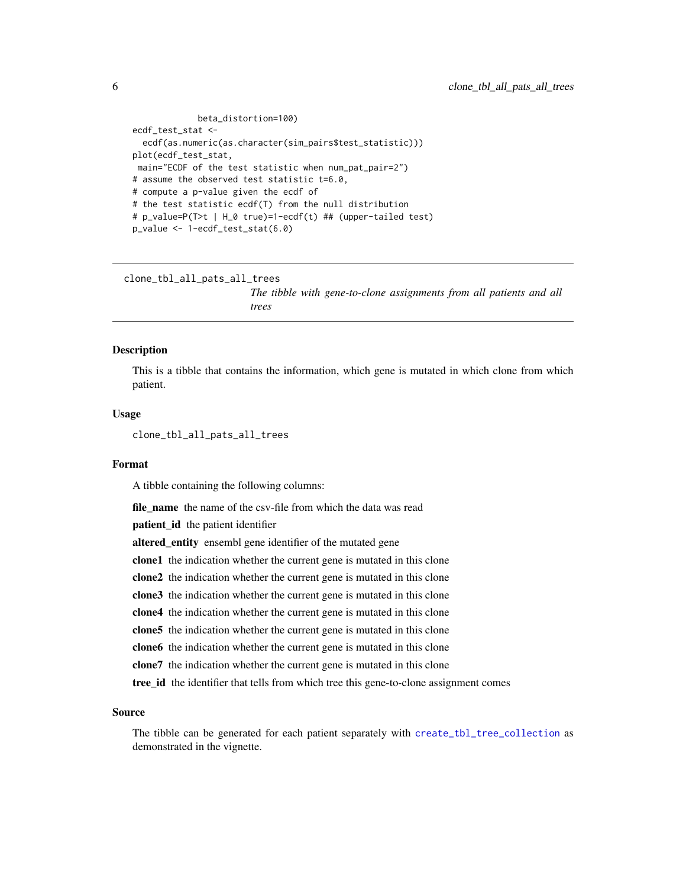```
             beta_distortion=100)
ecdf_test_stat <-
  ecdf(as.numeric(as.character(sim_pairs$test_statistic)))
plot(ecdf_test_stat,
 main="ECDF of the test statistic when num_pat_pair=2")
# assume the observed test statistic t=6.0,
# compute a p-value given the ecdf of
# the test statistic ecdf(T) from the null distribution
# p_value=P(T>t | H_0 true)=1-ecdf(t) ## (upper-tailed test)
p_value <- 1-ecdf_test_stat(6.0)
```

---

## clone_tbl_all_pats_all_trees

*The tibble with gene-to-clone assignments from all patients and all trees*

---

### Description

This is a tibble that contains the information, which gene is mutated in which clone from which patient.

### Usage

```
clone_tbl_all_pats_all_trees
```

### Format

A tibble containing the following columns:

**file_name** the name of the csv-file from which the data was read

**patient_id** the patient identifier

**altered_entity** ensembl gene identifier of the mutated gene

**clone1** the indication whether the current gene is mutated in this clone

**clone2** the indication whether the current gene is mutated in this clone

**clone3** the indication whether the current gene is mutated in this clone

**clone4** the indication whether the current gene is mutated in this clone

**clone5** the indication whether the current gene is mutated in this clone

**clone6** the indication whether the current gene is mutated in this clone

**clone7** the indication whether the current gene is mutated in this clone

**tree_id** the identifier that tells from which tree this gene-to-clone assignment comes

### Source

The tibble can be generated for each patient separately with `create_tbl_tree_collection` as demonstrated in the vignette.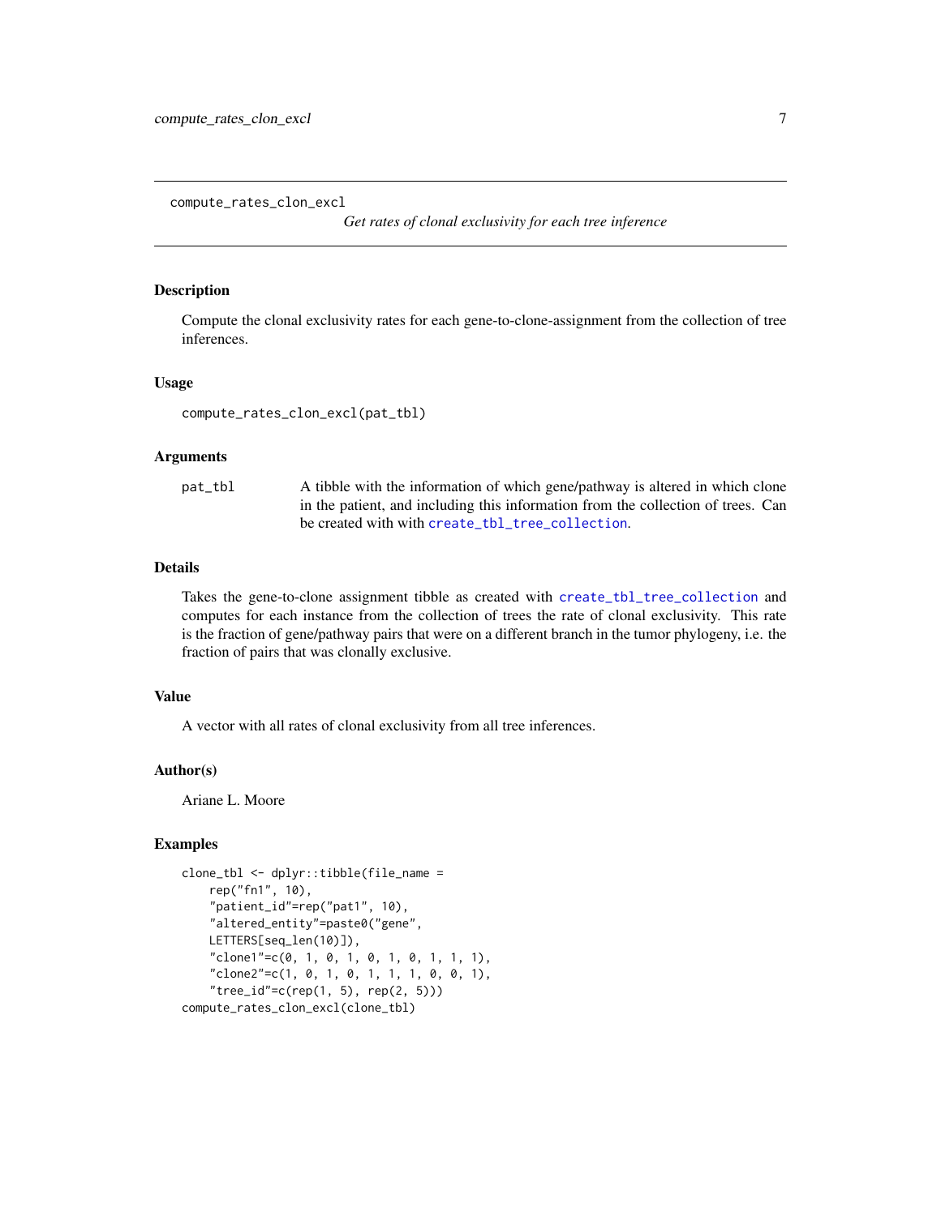## compute_rates_clon_excl

*Get rates of clonal exclusivity for each tree inference*

### Description

Compute the clonal exclusivity rates for each gene-to-clone-assignment from the collection of tree inferences.

### Usage

```
compute_rates_clon_excl(pat_tbl)
```

### Arguments

| | |
|---|---|
| `pat_tbl` | A tibble with the information of which gene/pathway is altered in which clone in the patient, and including this information from the collection of trees. Can be created with with `create_tbl_tree_collection`. |

### Details

Takes the gene-to-clone assignment tibble as created with `create_tbl_tree_collection` and computes for each instance from the collection of trees the rate of clonal exclusivity. This rate is the fraction of gene/pathway pairs that were on a different branch in the tumor phylogeny, i.e. the fraction of pairs that was clonally exclusive.

### Value

A vector with all rates of clonal exclusivity from all tree inferences.

### Author(s)

Ariane L. Moore

### Examples

```
clone_tbl <- dplyr::tibble(file_name =
    rep("fn1", 10),
    "patient_id"=rep("pat1", 10),
    "altered_entity"=paste0("gene",
    LETTERS[seq_len(10)]),
    "clone1"=c(0, 1, 0, 1, 0, 1, 0, 1, 1, 1),
    "clone2"=c(1, 0, 1, 0, 1, 1, 1, 0, 0, 1),
    "tree_id"=c(rep(1, 5), rep(2, 5)))
compute_rates_clon_excl(clone_tbl)
```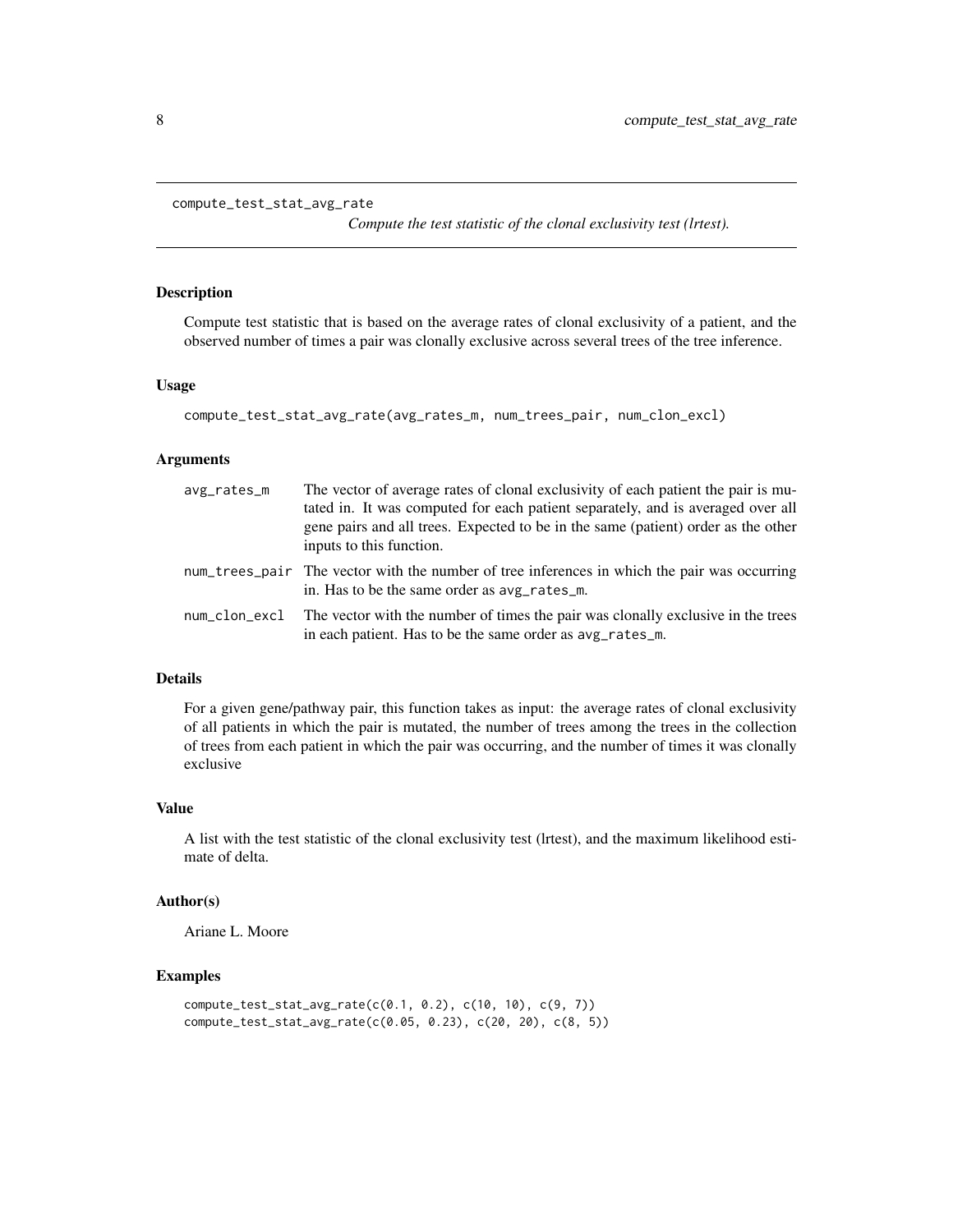compute_test_stat_avg_rate

*Compute the test statistic of the clonal exclusivity test (lrtest).*

### Description

Compute test statistic that is based on the average rates of clonal exclusivity of a patient, and the observed number of times a pair was clonally exclusive across several trees of the tree inference.

### Usage

```
compute_test_stat_avg_rate(avg_rates_m, num_trees_pair, num_clon_excl)
```

### Arguments

| | |
|---|---|
| avg_rates_m | The vector of average rates of clonal exclusivity of each patient the pair is mutated in. It was computed for each patient separately, and is averaged over all gene pairs and all trees. Expected to be in the same (patient) order as the other inputs to this function. |
| num_trees_pair | The vector with the number of tree inferences in which the pair was occurring in. Has to be the same order as avg_rates_m. |
| num_clon_excl | The vector with the number of times the pair was clonally exclusive in the trees in each patient. Has to be the same order as avg_rates_m. |

### Details

For a given gene/pathway pair, this function takes as input: the average rates of clonal exclusivity of all patients in which the pair is mutated, the number of trees among the trees in the collection of trees from each patient in which the pair was occurring, and the number of times it was clonally exclusive

### Value

A list with the test statistic of the clonal exclusivity test (lrtest), and the maximum likelihood estimate of delta.

### Author(s)

Ariane L. Moore

### Examples

```
compute_test_stat_avg_rate(c(0.1, 0.2), c(10, 10), c(9, 7))
compute_test_stat_avg_rate(c(0.05, 0.23), c(20, 20), c(8, 5))
```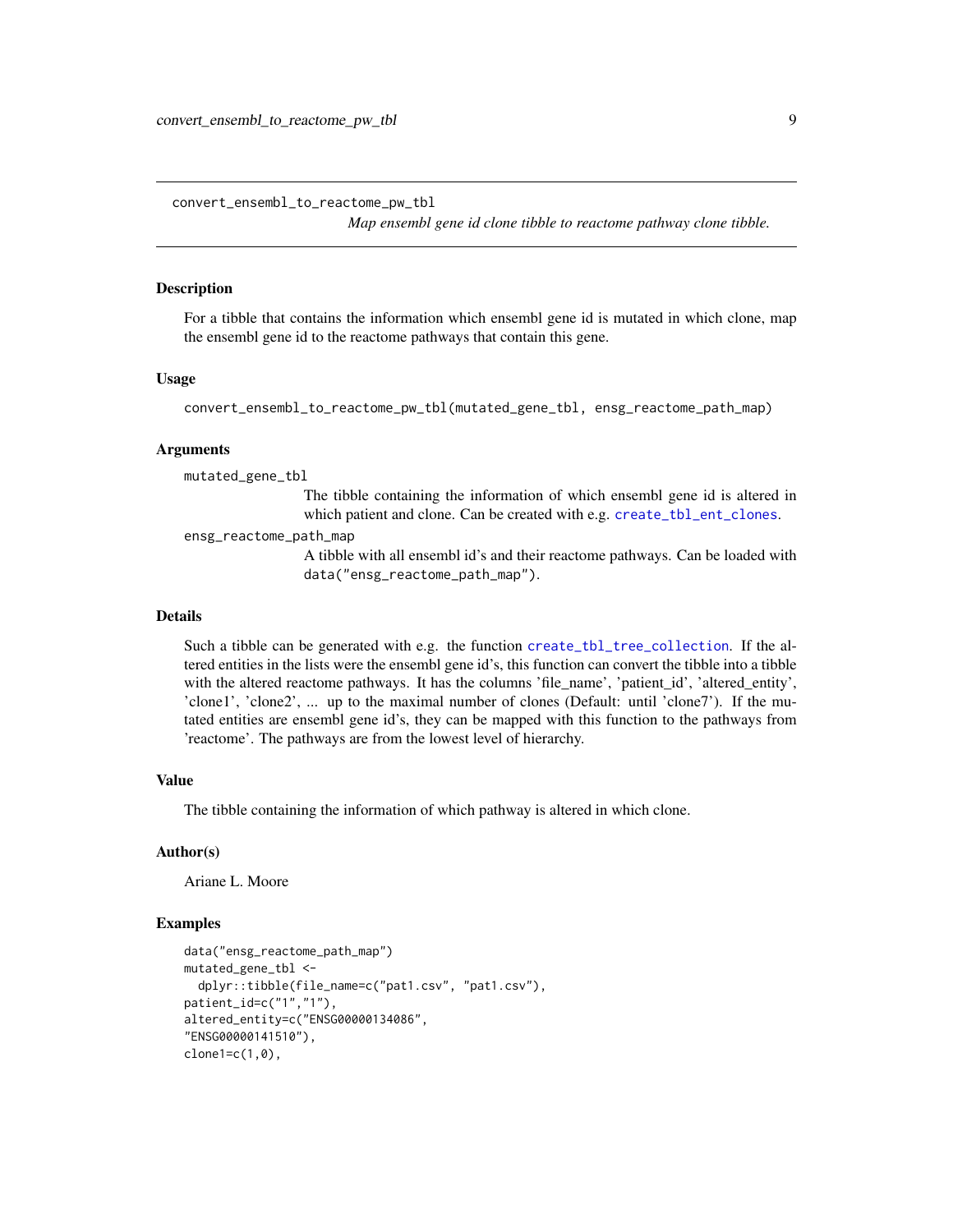```
convert_ensembl_to_reactome_pw_tbl
```

*Map ensembl gene id clone tibble to reactome pathway clone tibble.*

## Description

For a tibble that contains the information which ensembl gene id is mutated in which clone, map the ensembl gene id to the reactome pathways that contain this gene.

## Usage

```
convert_ensembl_to_reactome_pw_tbl(mutated_gene_tbl, ensg_reactome_path_map)
```

## Arguments

`mutated_gene_tbl`
: The tibble containing the information of which ensembl gene id is altered in which patient and clone. Can be created with e.g. `create_tbl_ent_clones`.

`ensg_reactome_path_map`
: A tibble with all ensembl id's and their reactome pathways. Can be loaded with `data("ensg_reactome_path_map")`.

## Details

Such a tibble can be generated with e.g. the function `create_tbl_tree_collection`. If the altered entities in the lists were the ensembl gene id's, this function can convert the tibble into a tibble with the altered reactome pathways. It has the columns 'file_name', 'patient_id', 'altered_entity', 'clone1', 'clone2', ... up to the maximal number of clones (Default: until 'clone7'). If the mutated entities are ensembl gene id's, they can be mapped with this function to the pathways from 'reactome'. The pathways are from the lowest level of hierarchy.

## Value

The tibble containing the information of which pathway is altered in which clone.

## Author(s)

Ariane L. Moore

## Examples

```
data("ensg_reactome_path_map")
mutated_gene_tbl <-
  dplyr::tibble(file_name=c("pat1.csv", "pat1.csv"),
patient_id=c("1","1"),
altered_entity=c("ENSG00000134086",
"ENSG00000141510"),
clone1=c(1,0),
```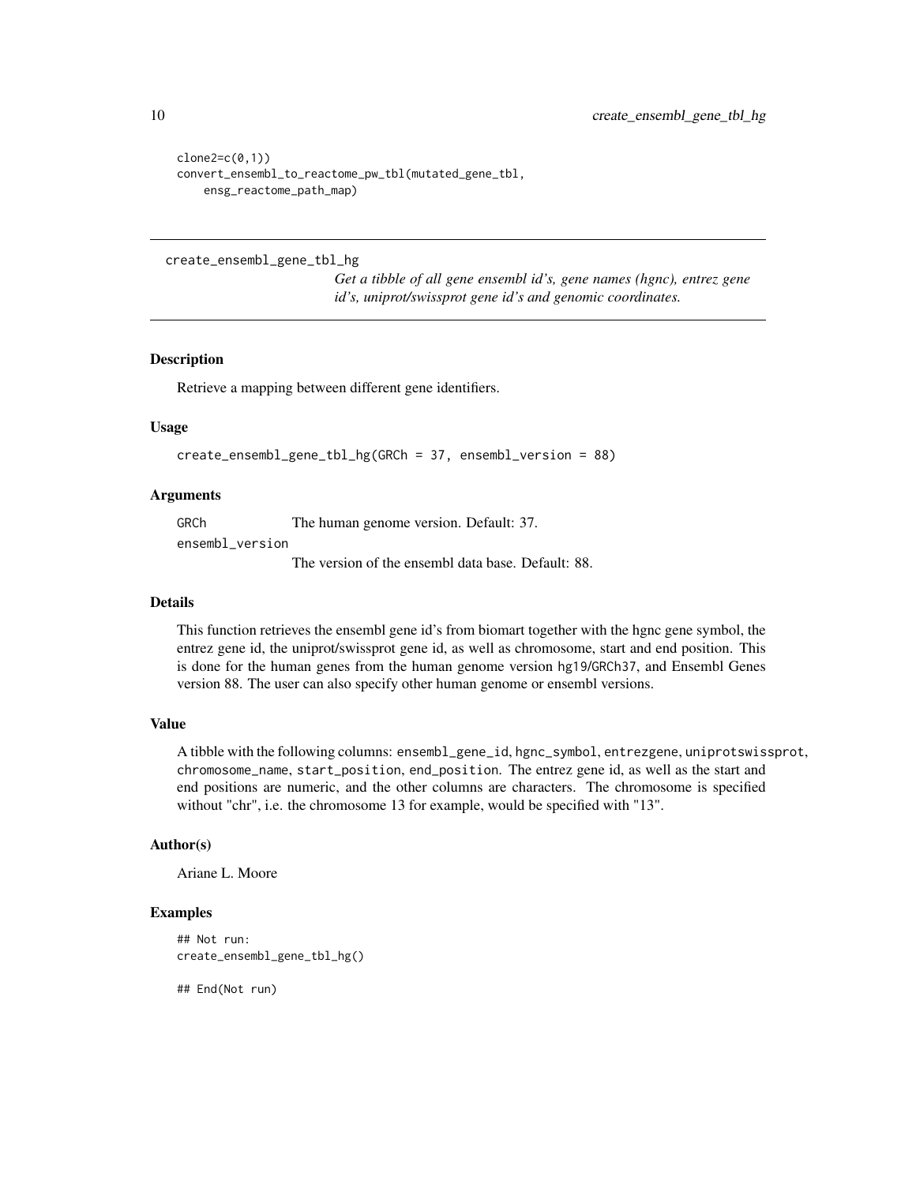```
clone2=c(0,1))
convert_ensembl_to_reactome_pw_tbl(mutated_gene_tbl,
    ensg_reactome_path_map)
```

---

## create_ensembl_gene_tbl_hg

*Get a tibble of all gene ensembl id's, gene names (hgnc), entrez gene id's, uniprot/swissprot gene id's and genomic coordinates.*

---

### Description

Retrieve a mapping between different gene identifiers.

### Usage

```
create_ensembl_gene_tbl_hg(GRCh = 37, ensembl_version = 88)
```

### Arguments

| | |
|---|---|
| `GRCh` | The human genome version. Default: 37. |
| `ensembl_version` | The version of the ensembl data base. Default: 88. |

### Details

This function retrieves the ensembl gene id's from biomart together with the hgnc gene symbol, the entrez gene id, the uniprot/swissprot gene id, as well as chromosome, start and end position. This is done for the human genes from the human genome version `hg19/GRCh37`, and Ensembl Genes version 88. The user can also specify other human genome or ensembl versions.

### Value

A tibble with the following columns: `ensembl_gene_id`, `hgnc_symbol`, `entrezgene`, `uniprotswissprot`, `chromosome_name`, `start_position`, `end_position`. The entrez gene id, as well as the start and end positions are numeric, and the other columns are characters. The chromosome is specified without "chr", i.e. the chromosome 13 for example, would be specified with "13".

### Author(s)

Ariane L. Moore

### Examples

```
## Not run:
create_ensembl_gene_tbl_hg()

## End(Not run)
```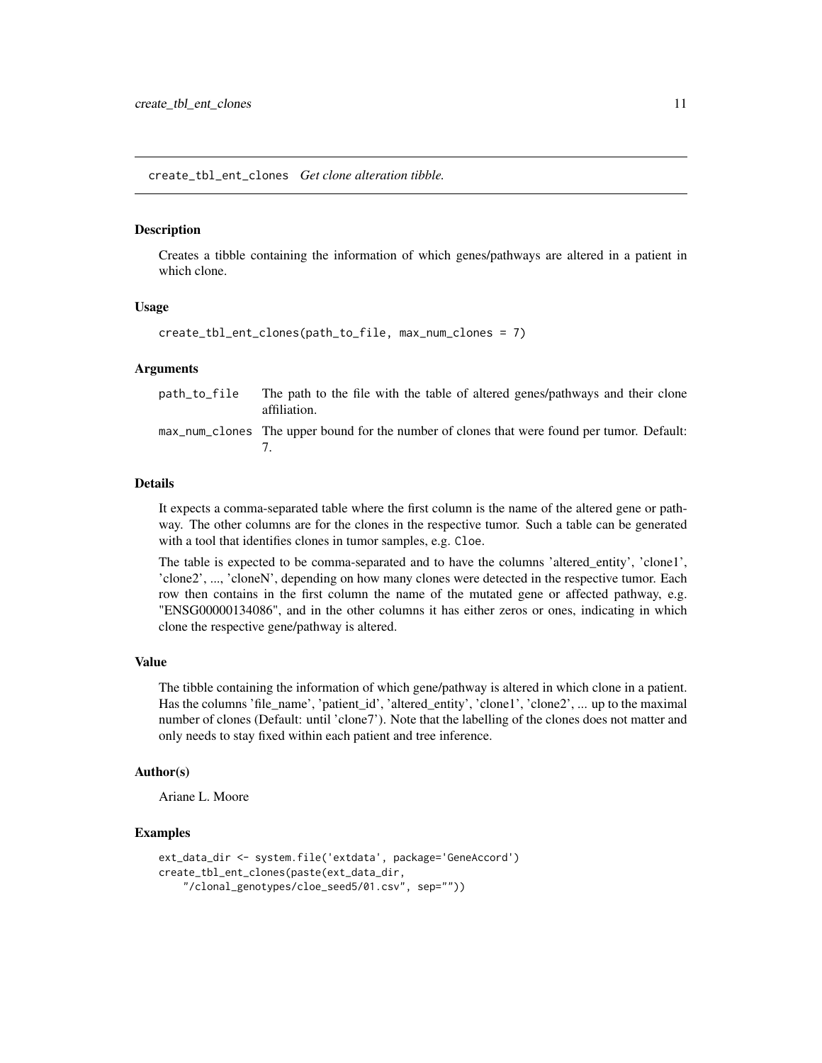create_tbl_ent_clones *Get clone alteration tibble.*

### Description

Creates a tibble containing the information of which genes/pathways are altered in a patient in which clone.

### Usage

```
create_tbl_ent_clones(path_to_file, max_num_clones = 7)
```

### Arguments

| | |
|---|---|
| path_to_file | The path to the file with the table of altered genes/pathways and their clone affiliation. |
| max_num_clones | The upper bound for the number of clones that were found per tumor. Default: 7. |

### Details

It expects a comma-separated table where the first column is the name of the altered gene or pathway. The other columns are for the clones in the respective tumor. Such a table can be generated with a tool that identifies clones in tumor samples, e.g. `Cloe`.

The table is expected to be comma-separated and to have the columns 'altered_entity', 'clone1', 'clone2', ..., 'cloneN', depending on how many clones were detected in the respective tumor. Each row then contains in the first column the name of the mutated gene or affected pathway, e.g. "ENSG00000134086", and in the other columns it has either zeros or ones, indicating in which clone the respective gene/pathway is altered.

### Value

The tibble containing the information of which gene/pathway is altered in which clone in a patient. Has the columns 'file_name', 'patient_id', 'altered_entity', 'clone1', 'clone2', ... up to the maximal number of clones (Default: until 'clone7'). Note that the labelling of the clones does not matter and only needs to stay fixed within each patient and tree inference.

### Author(s)

Ariane L. Moore

### Examples

```
ext_data_dir <- system.file('extdata', package='GeneAccord')
create_tbl_ent_clones(paste(ext_data_dir,
    "/clonal_genotypes/cloe_seed5/01.csv", sep=""))
```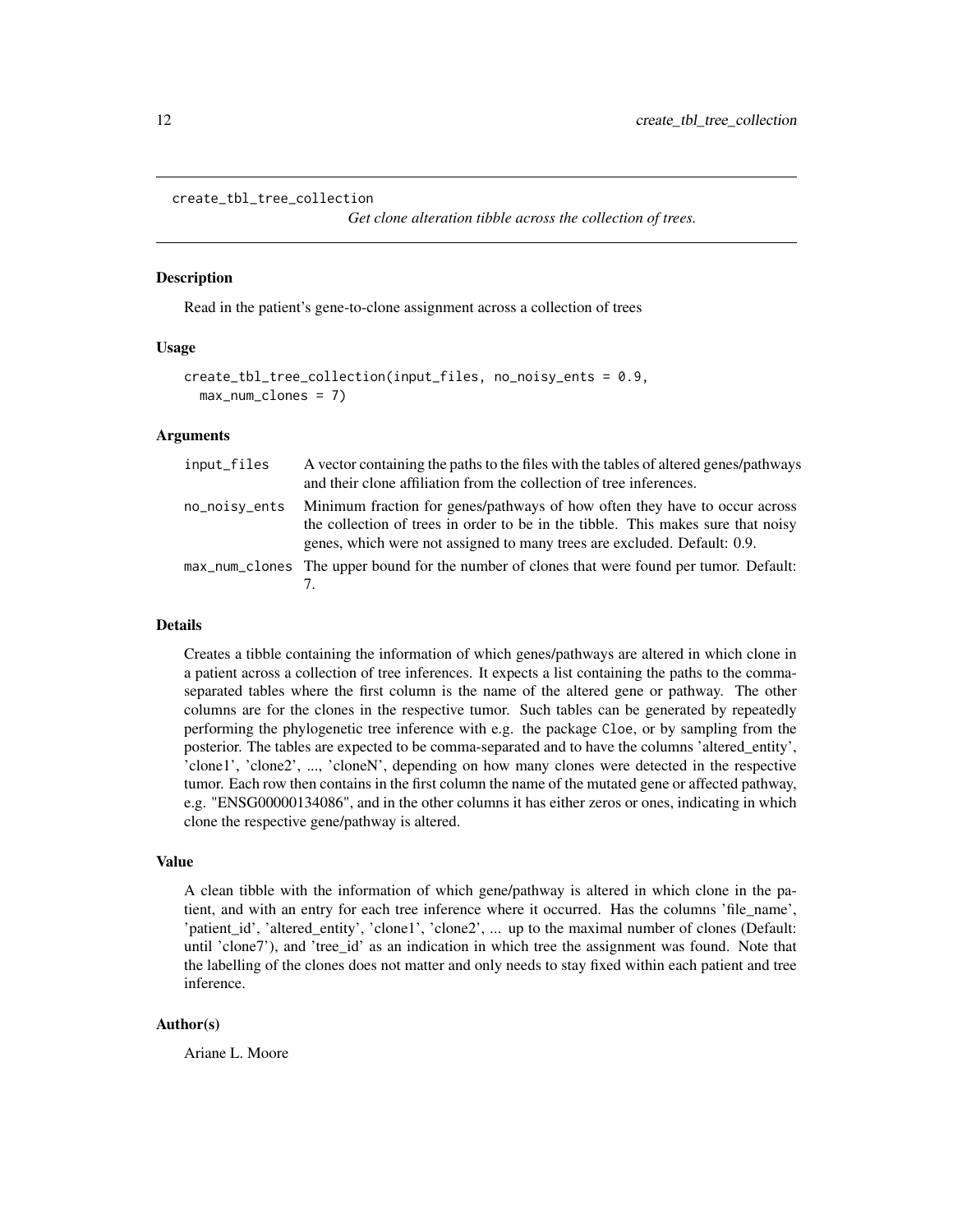```
create_tbl_tree_collection
```

*Get clone alteration tibble across the collection of trees.*

## Description

Read in the patient's gene-to-clone assignment across a collection of trees

## Usage

```
create_tbl_tree_collection(input_files, no_noisy_ents = 0.9,
  max_num_clones = 7)
```

## Arguments

| | |
|---|---|
| `input_files` | A vector containing the paths to the files with the tables of altered genes/pathways and their clone affiliation from the collection of tree inferences. |
| `no_noisy_ents` | Minimum fraction for genes/pathways of how often they have to occur across the collection of trees in order to be in the tibble. This makes sure that noisy genes, which were not assigned to many trees are excluded. Default: 0.9. |
| `max_num_clones` | The upper bound for the number of clones that were found per tumor. Default: 7. |

## Details

Creates a tibble containing the information of which genes/pathways are altered in which clone in a patient across a collection of tree inferences. It expects a list containing the paths to the comma-separated tables where the first column is the name of the altered gene or pathway. The other columns are for the clones in the respective tumor. Such tables can be generated by repeatedly performing the phylogenetic tree inference with e.g. the package `Cloe`, or by sampling from the posterior. The tables are expected to be comma-separated and to have the columns 'altered_entity', 'clone1', 'clone2', ..., 'cloneN', depending on how many clones were detected in the respective tumor. Each row then contains in the first column the name of the mutated gene or affected pathway, e.g. "ENSG00000134086", and in the other columns it has either zeros or ones, indicating in which clone the respective gene/pathway is altered.

## Value

A clean tibble with the information of which gene/pathway is altered in which clone in the patient, and with an entry for each tree inference where it occurred. Has the columns 'file_name', 'patient_id', 'altered_entity', 'clone1', 'clone2', ... up to the maximal number of clones (Default: until 'clone7'), and 'tree_id' as an indication in which tree the assignment was found. Note that the labelling of the clones does not matter and only needs to stay fixed within each patient and tree inference.

## Author(s)

Ariane L. Moore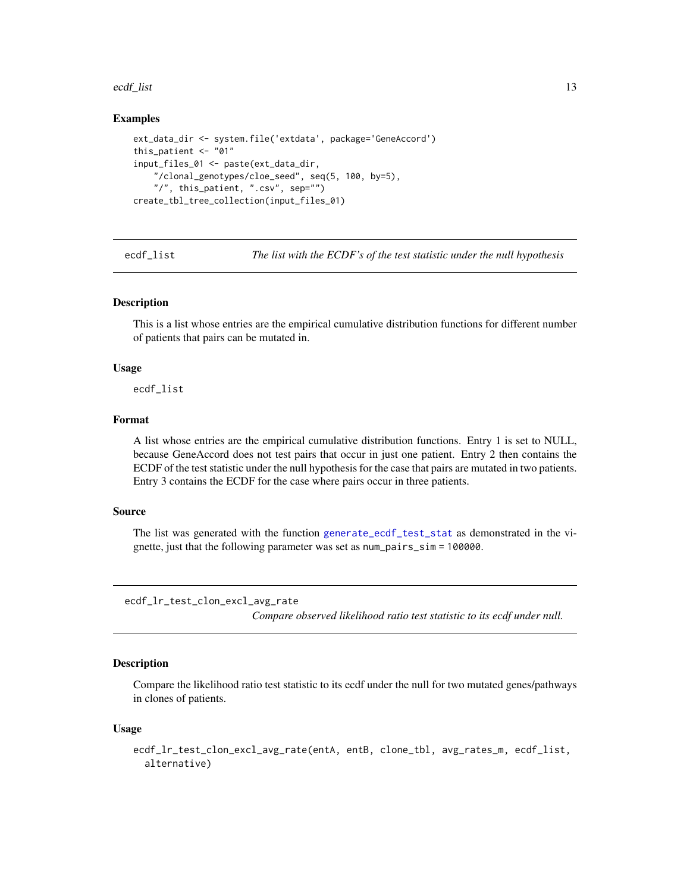### Examples

```
ext_data_dir <- system.file('extdata', package='GeneAccord')
this_patient <- "01"
input_files_01 <- paste(ext_data_dir,
    "/clonal_genotypes/cloe_seed", seq(5, 100, by=5),
    "/", this_patient, ".csv", sep="")
create_tbl_tree_collection(input_files_01)
```

---

## ecdf_list — *The list with the ECDF's of the test statistic under the null hypothesis*

### Description

This is a list whose entries are the empirical cumulative distribution functions for different number of patients that pairs can be mutated in.

### Usage

```
ecdf_list
```

### Format

A list whose entries are the empirical cumulative distribution functions. Entry 1 is set to NULL, because GeneAccord does not test pairs that occur in just one patient. Entry 2 then contains the ECDF of the test statistic under the null hypothesis for the case that pairs are mutated in two patients. Entry 3 contains the ECDF for the case where pairs occur in three patients.

### Source

The list was generated with the function `generate_ecdf_test_stat` as demonstrated in the vignette, just that the following parameter was set as `num_pairs_sim = 100000`.

---

## ecdf_lr_test_clon_excl_avg_rate — *Compare observed likelihood ratio test statistic to its ecdf under null.*

### Description

Compare the likelihood ratio test statistic to its ecdf under the null for two mutated genes/pathways in clones of patients.

### Usage

```
ecdf_lr_test_clon_excl_avg_rate(entA, entB, clone_tbl, avg_rates_m, ecdf_list,
  alternative)
```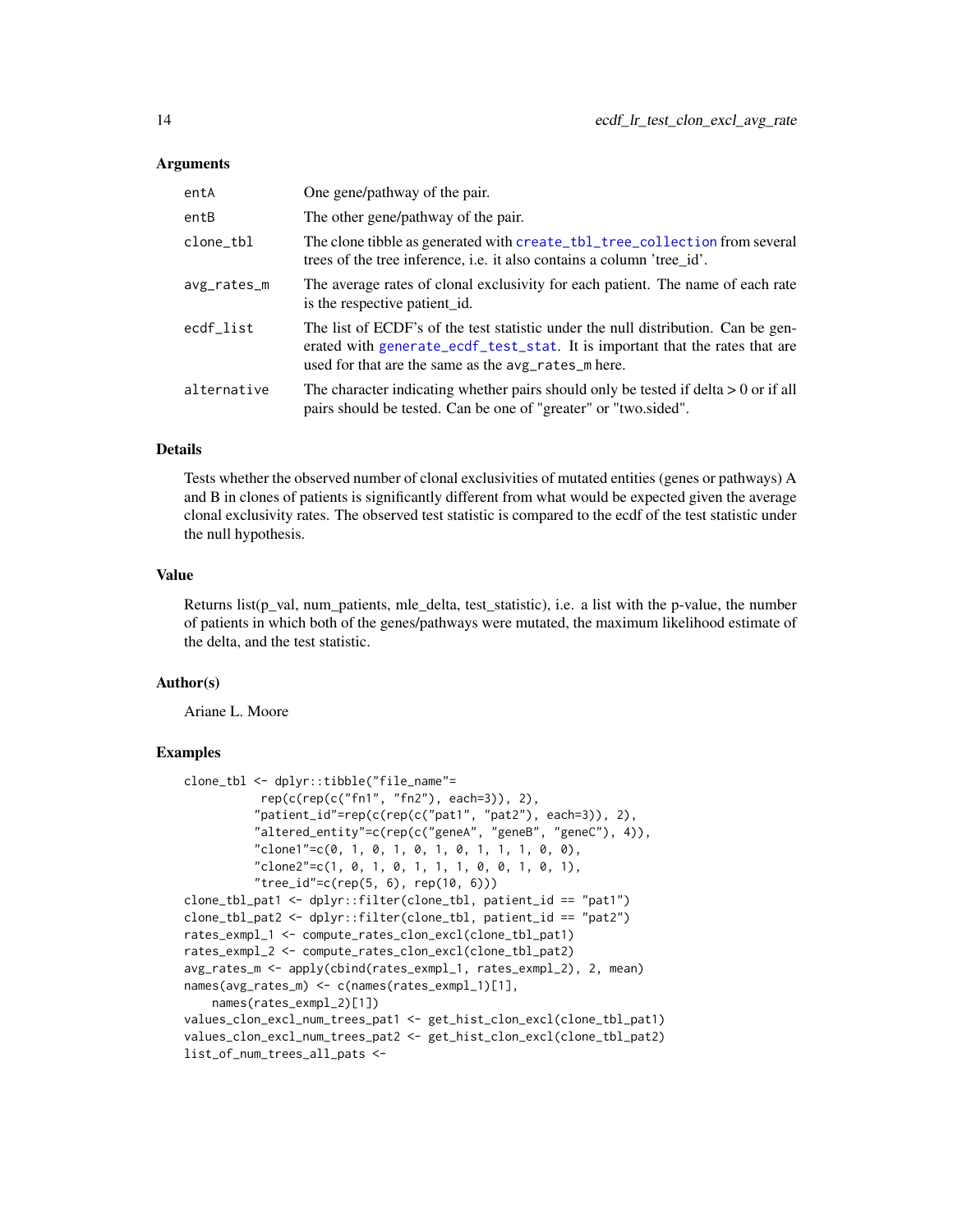### Arguments

| | |
|---|---|
| entA | One gene/pathway of the pair. |
| entB | The other gene/pathway of the pair. |
| clone_tbl | The clone tibble as generated with create_tbl_tree_collection from several trees of the tree inference, i.e. it also contains a column 'tree_id'. |
| avg_rates_m | The average rates of clonal exclusivity for each patient. The name of each rate is the respective patient_id. |
| ecdf_list | The list of ECDF's of the test statistic under the null distribution. Can be generated with generate_ecdf_test_stat. It is important that the rates that are used for that are the same as the avg_rates_m here. |
| alternative | The character indicating whether pairs should only be tested if delta > 0 or if all pairs should be tested. Can be one of "greater" or "two.sided". |

### Details

Tests whether the observed number of clonal exclusivities of mutated entities (genes or pathways) A and B in clones of patients is significantly different from what would be expected given the average clonal exclusivity rates. The observed test statistic is compared to the ecdf of the test statistic under the null hypothesis.

### Value

Returns list(p_val, num_patients, mle_delta, test_statistic), i.e. a list with the p-value, the number of patients in which both of the genes/pathways were mutated, the maximum likelihood estimate of the delta, and the test statistic.

### Author(s)

Ariane L. Moore

### Examples

```
clone_tbl <- dplyr::tibble("file_name"=
           rep(c(rep(c("fn1", "fn2"), each=3)), 2),
          "patient_id"=rep(c(rep(c("pat1", "pat2"), each=3)), 2),
          "altered_entity"=c(rep(c("geneA", "geneB", "geneC"), 4)),
          "clone1"=c(0, 1, 0, 1, 0, 1, 0, 1, 1, 1, 0, 0),
          "clone2"=c(1, 0, 1, 0, 1, 1, 1, 0, 0, 1, 0, 1),
          "tree_id"=c(rep(5, 6), rep(10, 6)))
clone_tbl_pat1 <- dplyr::filter(clone_tbl, patient_id == "pat1")
clone_tbl_pat2 <- dplyr::filter(clone_tbl, patient_id == "pat2")
rates_exmpl_1 <- compute_rates_clon_excl(clone_tbl_pat1)
rates_exmpl_2 <- compute_rates_clon_excl(clone_tbl_pat2)
avg_rates_m <- apply(cbind(rates_exmpl_1, rates_exmpl_2), 2, mean)
names(avg_rates_m) <- c(names(rates_exmpl_1)[1],
    names(rates_exmpl_2)[1])
values_clon_excl_num_trees_pat1 <- get_hist_clon_excl(clone_tbl_pat1)
values_clon_excl_num_trees_pat2 <- get_hist_clon_excl(clone_tbl_pat2)
list_of_num_trees_all_pats <-
```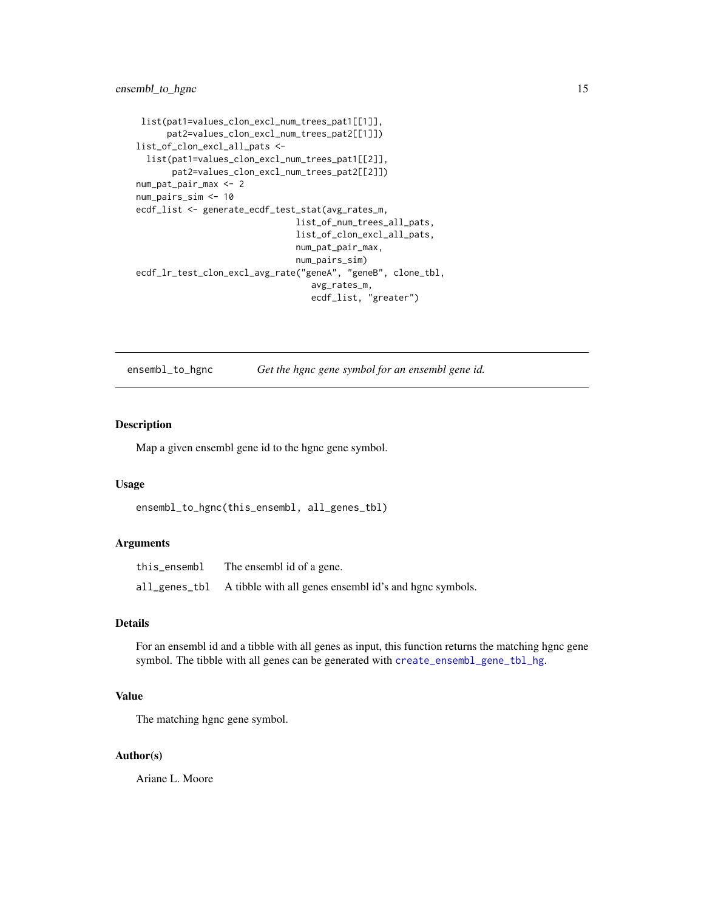```
 list(pat1=values_clon_excl_num_trees_pat1[[1]],
      pat2=values_clon_excl_num_trees_pat2[[1]])
list_of_clon_excl_all_pats <-
  list(pat1=values_clon_excl_num_trees_pat1[[2]],
       pat2=values_clon_excl_num_trees_pat2[[2]])
num_pat_pair_max <- 2
num_pairs_sim <- 10
ecdf_list <- generate_ecdf_test_stat(avg_rates_m,
                               list_of_num_trees_all_pats,
                               list_of_clon_excl_all_pats,
                               num_pat_pair_max,
                               num_pairs_sim)
ecdf_lr_test_clon_excl_avg_rate("geneA", "geneB", clone_tbl,
                                 avg_rates_m,
                                 ecdf_list, "greater")
```

---

## ensembl_to_hgnc — *Get the hgnc gene symbol for an ensembl gene id.*

---

### Description

Map a given ensembl gene id to the hgnc gene symbol.

### Usage

```
ensembl_to_hgnc(this_ensembl, all_genes_tbl)
```

### Arguments

| | |
|---|---|
| `this_ensembl` | The ensembl id of a gene. |
| `all_genes_tbl` | A tibble with all genes ensembl id's and hgnc symbols. |

### Details

For an ensembl id and a tibble with all genes as input, this function returns the matching hgnc gene symbol. The tibble with all genes can be generated with `create_ensembl_gene_tbl_hg`.

### Value

The matching hgnc gene symbol.

### Author(s)

Ariane L. Moore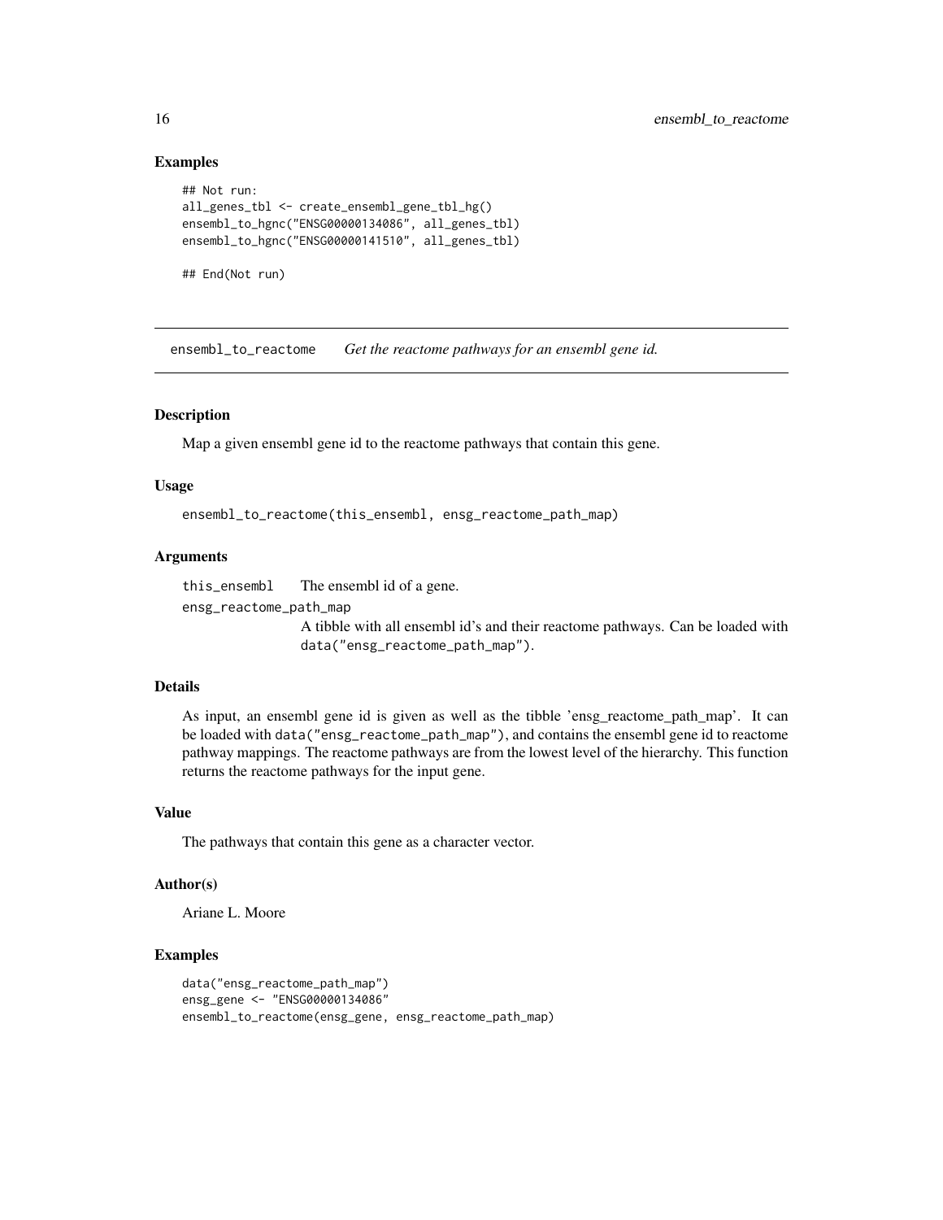### Examples

```
## Not run:
all_genes_tbl <- create_ensembl_gene_tbl_hg()
ensembl_to_hgnc("ENSG00000134086", all_genes_tbl)
ensembl_to_hgnc("ENSG00000141510", all_genes_tbl)

## End(Not run)
```

## ensembl_to_reactome *Get the reactome pathways for an ensembl gene id.*

### Description

Map a given ensembl gene id to the reactome pathways that contain this gene.

### Usage

```
ensembl_to_reactome(this_ensembl, ensg_reactome_path_map)
```

### Arguments

this_ensembl The ensembl id of a gene.

ensg_reactome_path_map
A tibble with all ensembl id's and their reactome pathways. Can be loaded with `data("ensg_reactome_path_map")`.

### Details

As input, an ensembl gene id is given as well as the tibble 'ensg_reactome_path_map'. It can be loaded with `data("ensg_reactome_path_map")`, and contains the ensembl gene id to reactome pathway mappings. The reactome pathways are from the lowest level of the hierarchy. This function returns the reactome pathways for the input gene.

### Value

The pathways that contain this gene as a character vector.

### Author(s)

Ariane L. Moore

### Examples

```
data("ensg_reactome_path_map")
ensg_gene <- "ENSG00000134086"
ensembl_to_reactome(ensg_gene, ensg_reactome_path_map)
```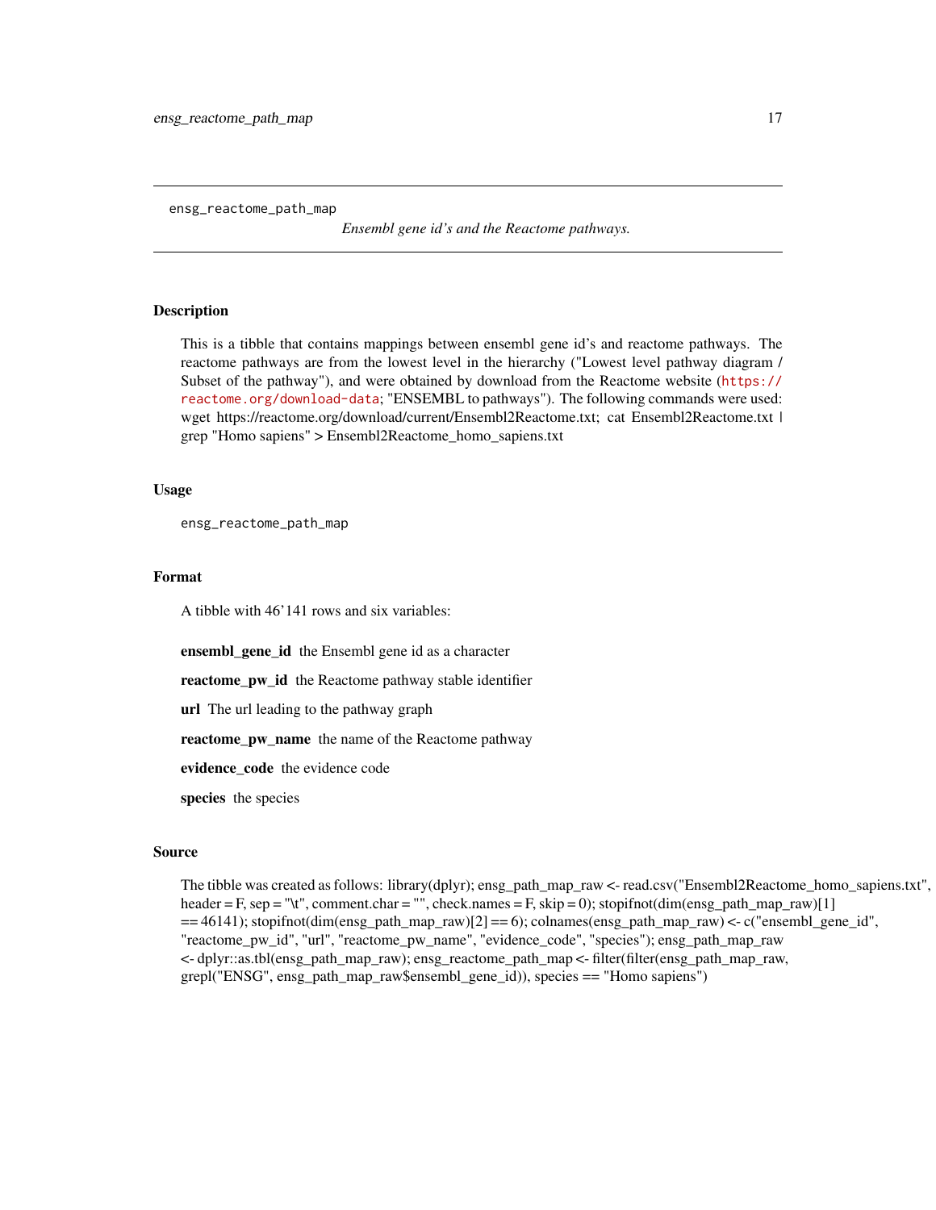ensg_reactome_path_map

*Ensembl gene id's and the Reactome pathways.*

## Description

This is a tibble that contains mappings between ensembl gene id's and reactome pathways. The reactome pathways are from the lowest level in the hierarchy ("Lowest level pathway diagram / Subset of the pathway"), and were obtained by download from the Reactome website (https://reactome.org/download-data; "ENSEMBL to pathways"). The following commands were used: wget https://reactome.org/download/current/Ensembl2Reactome.txt; cat Ensembl2Reactome.txt | grep "Homo sapiens" > Ensembl2Reactome_homo_sapiens.txt

## Usage

```
ensg_reactome_path_map
```

## Format

A tibble with 46'141 rows and six variables:

**ensembl_gene_id** the Ensembl gene id as a character

**reactome_pw_id** the Reactome pathway stable identifier

**url** The url leading to the pathway graph

**reactome_pw_name** the name of the Reactome pathway

**evidence_code** the evidence code

**species** the species

## Source

The tibble was created as follows: library(dplyr); ensg_path_map_raw <- read.csv("Ensembl2Reactome_homo_sapiens.txt", header = F, sep = "\t", comment.char = "", check.names = F, skip = 0); stopifnot(dim(ensg_path_map_raw)[1] == 46141); stopifnot(dim(ensg_path_map_raw)[2] == 6); colnames(ensg_path_map_raw) <- c("ensembl_gene_id", "reactome_pw_id", "url", "reactome_pw_name", "evidence_code", "species"); ensg_path_map_raw <- dplyr::as.tbl(ensg_path_map_raw); ensg_reactome_path_map <- filter(filter(ensg_path_map_raw, grepl("ENSG", ensg_path_map_raw$ensembl_gene_id)), species == "Homo sapiens")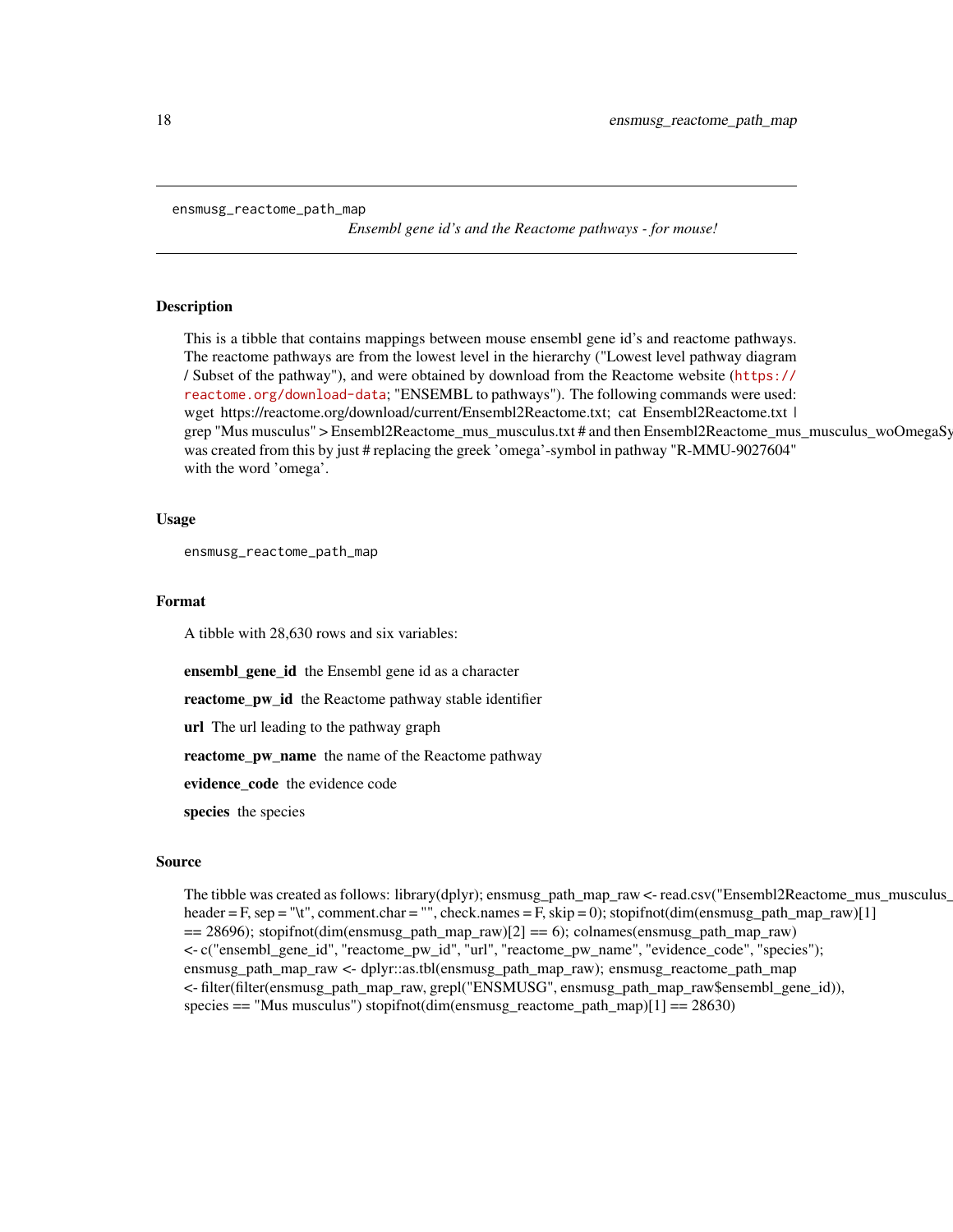# ensmusg_reactome_path_map

*Ensembl gene id's and the Reactome pathways - for mouse!*

## Description

This is a tibble that contains mappings between mouse ensembl gene id's and reactome pathways. The reactome pathways are from the lowest level in the hierarchy ("Lowest level pathway diagram / Subset of the pathway"), and were obtained by download from the Reactome website (https://reactome.org/download-data; "ENSEMBL to pathways"). The following commands were used: wget https://reactome.org/download/current/Ensembl2Reactome.txt; cat Ensembl2Reactome.txt | grep "Mus musculus" > Ensembl2Reactome_mus_musculus.txt # and then Ensembl2Reactome_mus_musculus_woOmegaSy was created from this by just # replacing the greek 'omega'-symbol in pathway "R-MMU-9027604" with the word 'omega'.

## Usage

```
ensmusg_reactome_path_map
```

## Format

A tibble with 28,630 rows and six variables:

**ensembl_gene_id** the Ensembl gene id as a character

**reactome_pw_id** the Reactome pathway stable identifier

**url** The url leading to the pathway graph

**reactome_pw_name** the name of the Reactome pathway

**evidence_code** the evidence code

**species** the species

## Source

The tibble was created as follows: library(dplyr); ensmusg_path_map_raw <- read.csv("Ensembl2Reactome_mus_musculus_ header = F, sep = "\t", comment.char = "", check.names = F, skip = 0); stopifnot(dim(ensmusg_path_map_raw)[1] == 28696); stopifnot(dim(ensmusg_path_map_raw)[2] == 6); colnames(ensmusg_path_map_raw) <- c("ensembl_gene_id", "reactome_pw_id", "url", "reactome_pw_name", "evidence_code", "species"); ensmusg_path_map_raw <- dplyr::as.tbl(ensmusg_path_map_raw); ensmusg_reactome_path_map <- filter(filter(ensmusg_path_map_raw, grepl("ENSMUSG", ensmusg_path_map_raw$ensembl_gene_id)), species == "Mus musculus") stopifnot(dim(ensmusg_reactome_path_map)[1] == 28630)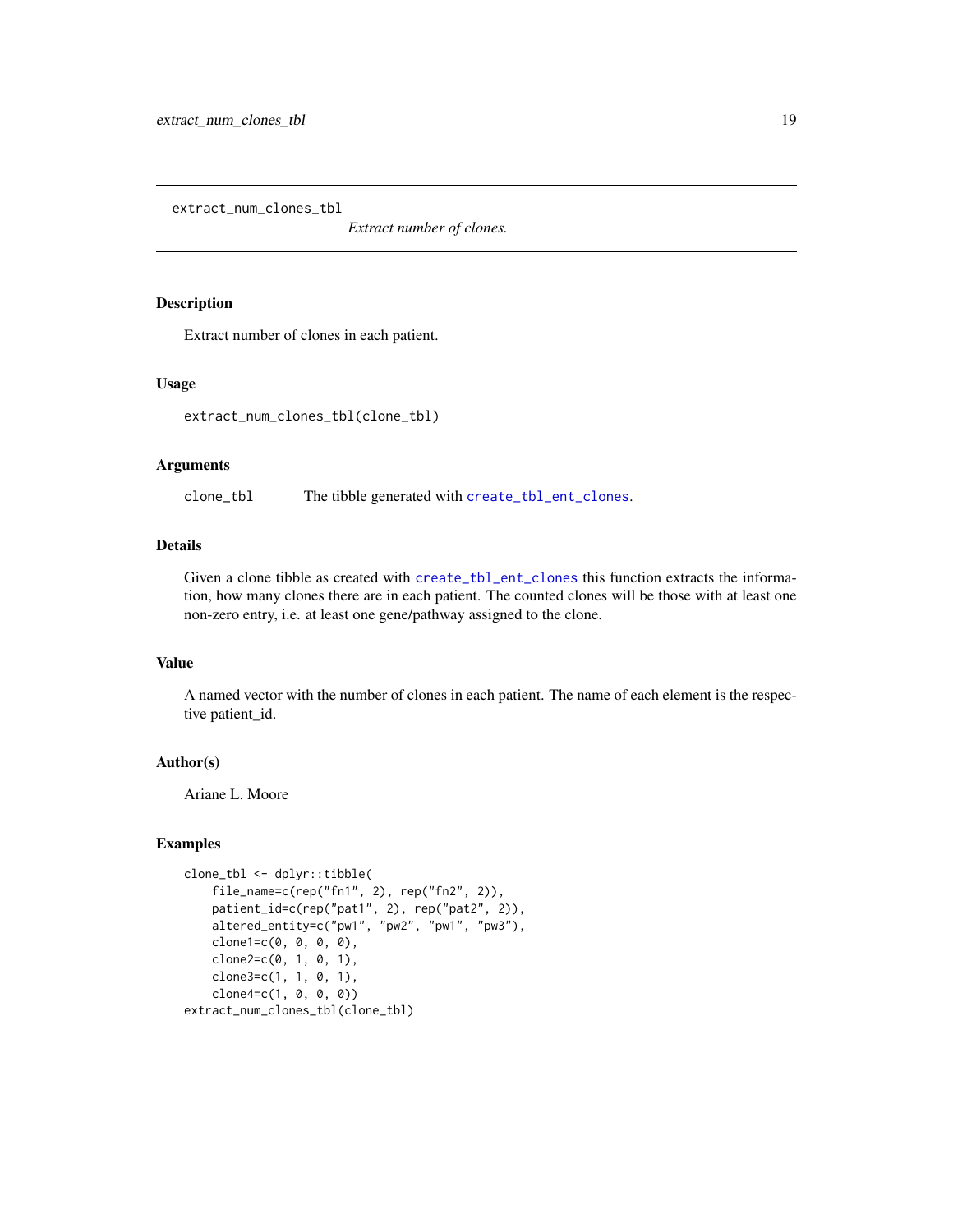extract_num_clones_tbl

*Extract number of clones.*

## Description

Extract number of clones in each patient.

## Usage

```
extract_num_clones_tbl(clone_tbl)
```

## Arguments

| | |
|---|---|
| clone_tbl | The tibble generated with create_tbl_ent_clones. |

## Details

Given a clone tibble as created with create_tbl_ent_clones this function extracts the information, how many clones there are in each patient. The counted clones will be those with at least one non-zero entry, i.e. at least one gene/pathway assigned to the clone.

## Value

A named vector with the number of clones in each patient. The name of each element is the respective patient_id.

## Author(s)

Ariane L. Moore

## Examples

```
clone_tbl <- dplyr::tibble(
    file_name=c(rep("fn1", 2), rep("fn2", 2)),
    patient_id=c(rep("pat1", 2), rep("pat2", 2)),
    altered_entity=c("pw1", "pw2", "pw1", "pw3"),
    clone1=c(0, 0, 0, 0),
    clone2=c(0, 1, 0, 1),
    clone3=c(1, 1, 0, 1),
    clone4=c(1, 0, 0, 0))
extract_num_clones_tbl(clone_tbl)
```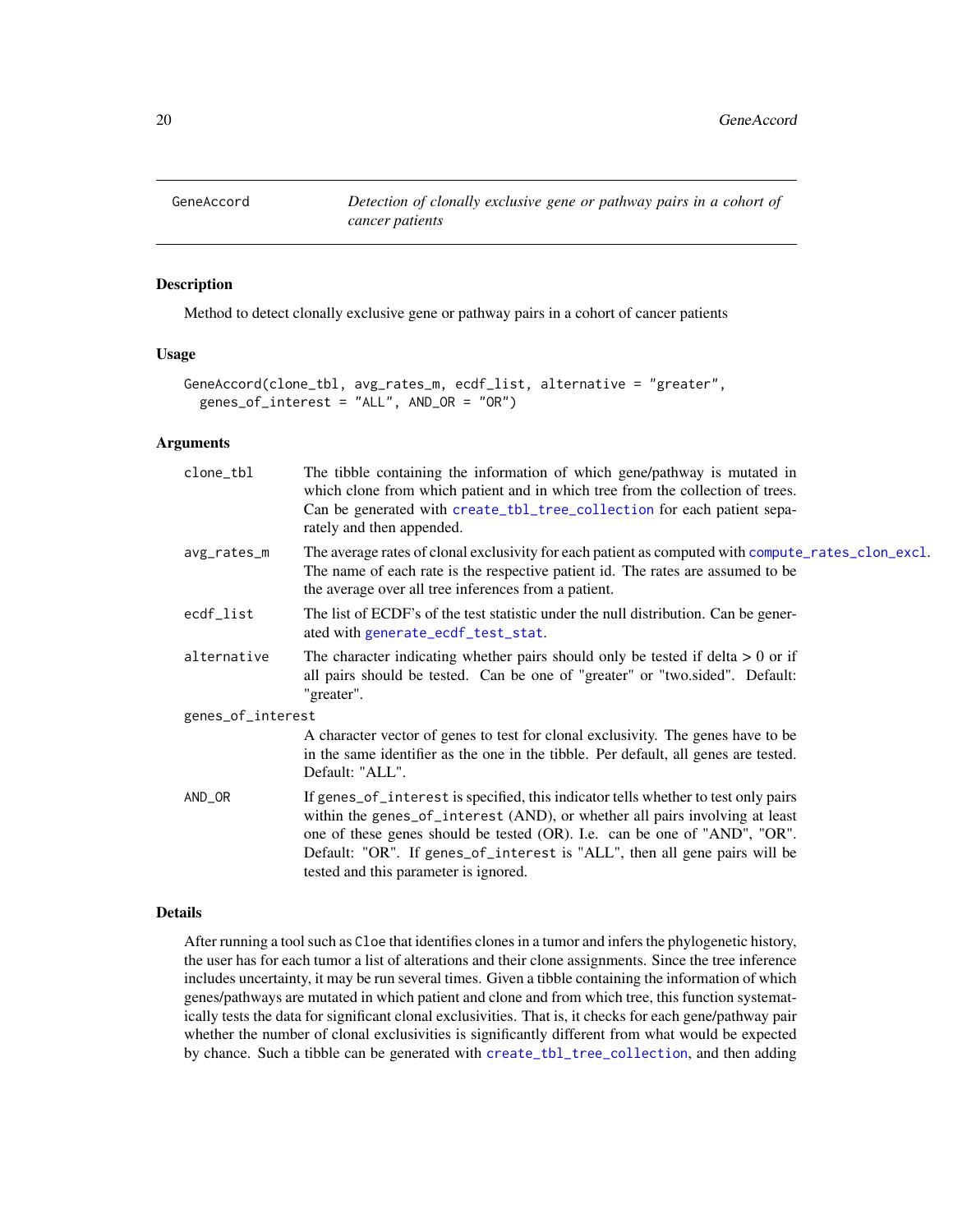# GeneAccord

*Detection of clonally exclusive gene or pathway pairs in a cohort of cancer patients*

## Description

Method to detect clonally exclusive gene or pathway pairs in a cohort of cancer patients

## Usage

```
GeneAccord(clone_tbl, avg_rates_m, ecdf_list, alternative = "greater",
  genes_of_interest = "ALL", AND_OR = "OR")
```

## Arguments

| | |
|---|---|
| clone_tbl | The tibble containing the information of which gene/pathway is mutated in which clone from which patient and in which tree from the collection of trees. Can be generated with create_tbl_tree_collection for each patient separately and then appended. |
| avg_rates_m | The average rates of clonal exclusivity for each patient as computed with compute_rates_clon_excl. The name of each rate is the respective patient id. The rates are assumed to be the average over all tree inferences from a patient. |
| ecdf_list | The list of ECDF's of the test statistic under the null distribution. Can be generated with generate_ecdf_test_stat. |
| alternative | The character indicating whether pairs should only be tested if delta > 0 or if all pairs should be tested. Can be one of "greater" or "two.sided". Default: "greater". |
| genes_of_interest | A character vector of genes to test for clonal exclusivity. The genes have to be in the same identifier as the one in the tibble. Per default, all genes are tested. Default: "ALL". |
| AND_OR | If genes_of_interest is specified, this indicator tells whether to test only pairs within the genes_of_interest (AND), or whether all pairs involving at least one of these genes should be tested (OR). I.e. can be one of "AND", "OR". Default: "OR". If genes_of_interest is "ALL", then all gene pairs will be tested and this parameter is ignored. |

## Details

After running a tool such as Cloe that identifies clones in a tumor and infers the phylogenetic history, the user has for each tumor a list of alterations and their clone assignments. Since the tree inference includes uncertainty, it may be run several times. Given a tibble containing the information of which genes/pathways are mutated in which patient and clone and from which tree, this function systematically tests the data for significant clonal exclusivities. That is, it checks for each gene/pathway pair whether the number of clonal exclusivities is significantly different from what would be expected by chance. Such a tibble can be generated with create_tbl_tree_collection, and then adding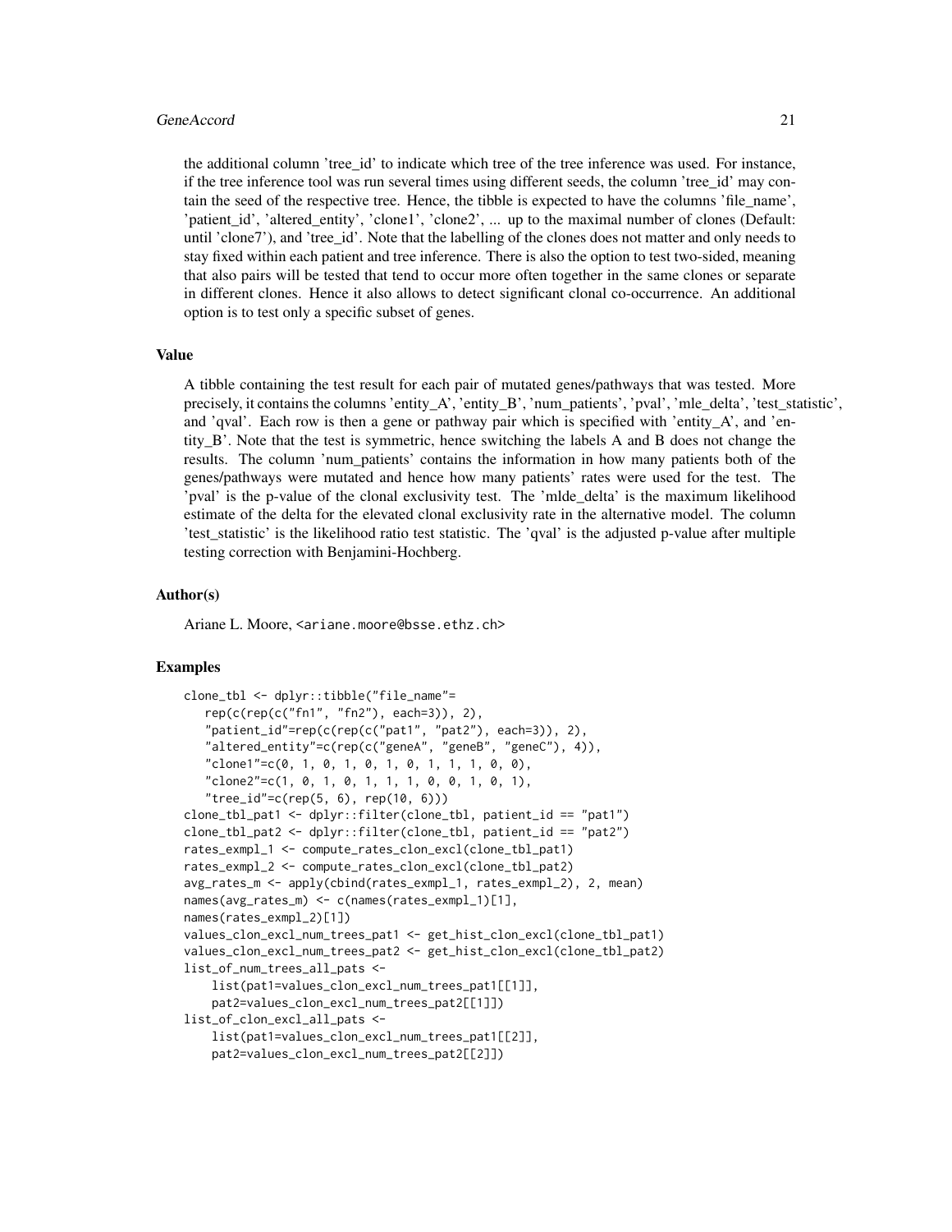the additional column 'tree_id' to indicate which tree of the tree inference was used. For instance, if the tree inference tool was run several times using different seeds, the column 'tree_id' may contain the seed of the respective tree. Hence, the tibble is expected to have the columns 'file_name', 'patient_id', 'altered_entity', 'clone1', 'clone2', ... up to the maximal number of clones (Default: until 'clone7'), and 'tree_id'. Note that the labelling of the clones does not matter and only needs to stay fixed within each patient and tree inference. There is also the option to test two-sided, meaning that also pairs will be tested that tend to occur more often together in the same clones or separate in different clones. Hence it also allows to detect significant clonal co-occurrence. An additional option is to test only a specific subset of genes.

### Value

A tibble containing the test result for each pair of mutated genes/pathways that was tested. More precisely, it contains the columns 'entity_A', 'entity_B', 'num_patients', 'pval', 'mle_delta', 'test_statistic', and 'qval'. Each row is then a gene or pathway pair which is specified with 'entity_A', and 'entity_B'. Note that the test is symmetric, hence switching the labels A and B does not change the results. The column 'num_patients' contains the information in how many patients both of the genes/pathways were mutated and hence how many patients' rates were used for the test. The 'pval' is the p-value of the clonal exclusivity test. The 'mlde_delta' is the maximum likelihood estimate of the delta for the elevated clonal exclusivity rate in the alternative model. The column 'test_statistic' is the likelihood ratio test statistic. The 'qval' is the adjusted p-value after multiple testing correction with Benjamini-Hochberg.

### Author(s)

Ariane L. Moore, <ariane.moore@bsse.ethz.ch>

### Examples

```
clone_tbl <- dplyr::tibble("file_name"=
   rep(c(rep(c("fn1", "fn2"), each=3)), 2),
   "patient_id"=rep(c(rep(c("pat1", "pat2"), each=3)), 2),
   "altered_entity"=c(rep(c("geneA", "geneB", "geneC"), 4)),
   "clone1"=c(0, 1, 0, 1, 0, 1, 0, 1, 1, 1, 0, 0),
   "clone2"=c(1, 0, 1, 0, 1, 1, 1, 0, 0, 1, 0, 1),
   "tree_id"=c(rep(5, 6), rep(10, 6)))
clone_tbl_pat1 <- dplyr::filter(clone_tbl, patient_id == "pat1")
clone_tbl_pat2 <- dplyr::filter(clone_tbl, patient_id == "pat2")
rates_exmpl_1 <- compute_rates_clon_excl(clone_tbl_pat1)
rates_exmpl_2 <- compute_rates_clon_excl(clone_tbl_pat2)
avg_rates_m <- apply(cbind(rates_exmpl_1, rates_exmpl_2), 2, mean)
names(avg_rates_m) <- c(names(rates_exmpl_1)[1],
names(rates_exmpl_2)[1])
values_clon_excl_num_trees_pat1 <- get_hist_clon_excl(clone_tbl_pat1)
values_clon_excl_num_trees_pat2 <- get_hist_clon_excl(clone_tbl_pat2)
list_of_num_trees_all_pats <-
    list(pat1=values_clon_excl_num_trees_pat1[[1]],
    pat2=values_clon_excl_num_trees_pat2[[1]])
list_of_clon_excl_all_pats <-
    list(pat1=values_clon_excl_num_trees_pat1[[2]],
    pat2=values_clon_excl_num_trees_pat2[[2]])
```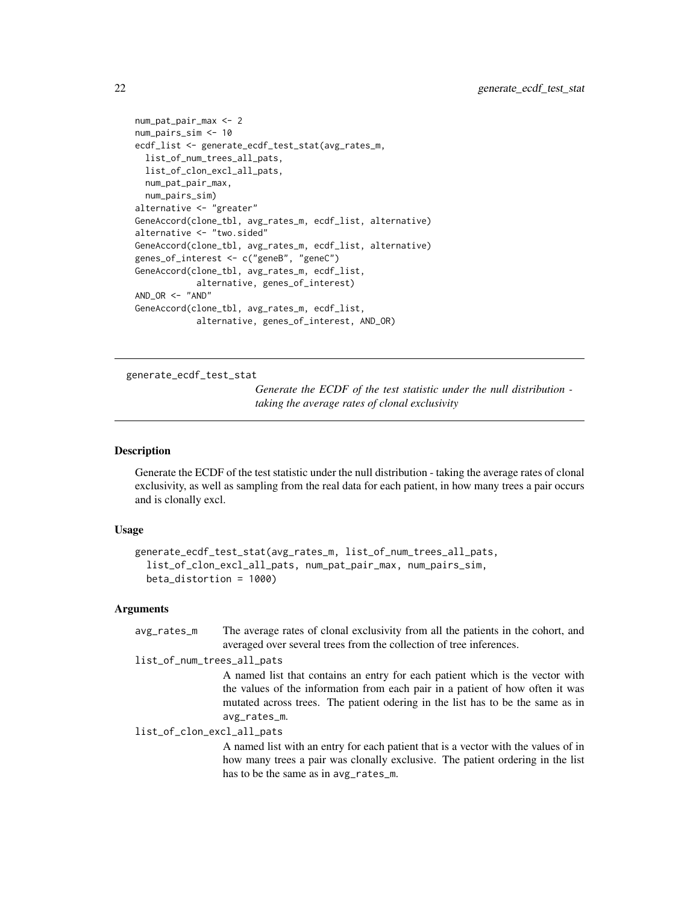```
num_pat_pair_max <- 2
num_pairs_sim <- 10
ecdf_list <- generate_ecdf_test_stat(avg_rates_m,
  list_of_num_trees_all_pats,
  list_of_clon_excl_all_pats,
  num_pat_pair_max,
  num_pairs_sim)
alternative <- "greater"
GeneAccord(clone_tbl, avg_rates_m, ecdf_list, alternative)
alternative <- "two.sided"
GeneAccord(clone_tbl, avg_rates_m, ecdf_list, alternative)
genes_of_interest <- c("geneB", "geneC")
GeneAccord(clone_tbl, avg_rates_m, ecdf_list,
            alternative, genes_of_interest)
AND_OR <- "AND"
GeneAccord(clone_tbl, avg_rates_m, ecdf_list,
            alternative, genes_of_interest, AND_OR)
```

---

## generate_ecdf_test_stat

*Generate the ECDF of the test statistic under the null distribution - taking the average rates of clonal exclusivity*

---

### Description

Generate the ECDF of the test statistic under the null distribution - taking the average rates of clonal exclusivity, as well as sampling from the real data for each patient, in how many trees a pair occurs and is clonally excl.

### Usage

```
generate_ecdf_test_stat(avg_rates_m, list_of_num_trees_all_pats,
  list_of_clon_excl_all_pats, num_pat_pair_max, num_pairs_sim,
  beta_distortion = 1000)
```

### Arguments

`avg_rates_m`
: The average rates of clonal exclusivity from all the patients in the cohort, and averaged over several trees from the collection of tree inferences.

`list_of_num_trees_all_pats`
: A named list that contains an entry for each patient which is the vector with the values of the information from each pair in a patient of how often it was mutated across trees. The patient odering in the list has to be the same as in `avg_rates_m`.

`list_of_clon_excl_all_pats`
: A named list with an entry for each patient that is a vector with the values of in how many trees a pair was clonally exclusive. The patient ordering in the list has to be the same as in `avg_rates_m`.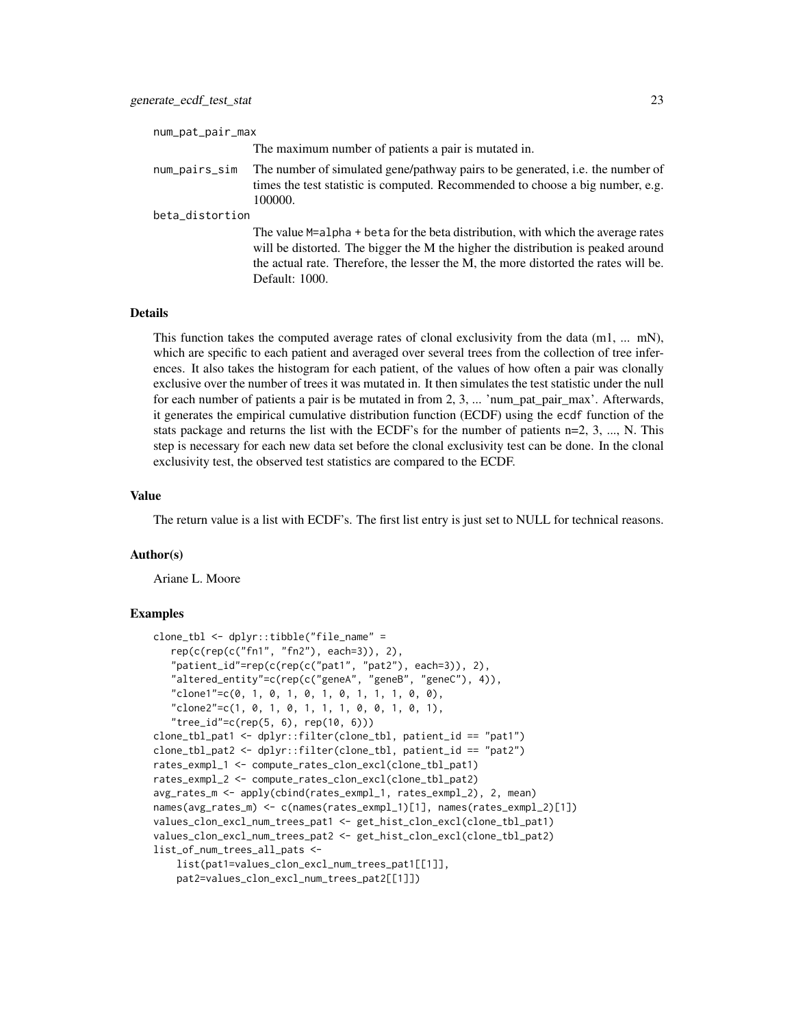num_pat_pair_max
: The maximum number of patients a pair is mutated in.

num_pairs_sim
: The number of simulated gene/pathway pairs to be generated, i.e. the number of times the test statistic is computed. Recommended to choose a big number, e.g. 100000.

beta_distortion
: The value `M=alpha + beta` for the beta distribution, with which the average rates will be distorted. The bigger the M the higher the distribution is peaked around the actual rate. Therefore, the lesser the M, the more distorted the rates will be. Default: 1000.

### Details

This function takes the computed average rates of clonal exclusivity from the data (m1, ... mN), which are specific to each patient and averaged over several trees from the collection of tree inferences. It also takes the histogram for each patient, of the values of how often a pair was clonally exclusive over the number of trees it was mutated in. It then simulates the test statistic under the null for each number of patients a pair is be mutated in from 2, 3, ... 'num_pat_pair_max'. Afterwards, it generates the empirical cumulative distribution function (ECDF) using the `ecdf` function of the stats package and returns the list with the ECDF's for the number of patients n=2, 3, ..., N. This step is necessary for each new data set before the clonal exclusivity test can be done. In the clonal exclusivity test, the observed test statistics are compared to the ECDF.

### Value

The return value is a list with ECDF's. The first list entry is just set to NULL for technical reasons.

### Author(s)

Ariane L. Moore

### Examples

```
clone_tbl <- dplyr::tibble("file_name" =
   rep(c(rep(c("fn1", "fn2"), each=3)), 2),
   "patient_id"=rep(c(rep(c("pat1", "pat2"), each=3)), 2),
   "altered_entity"=c(rep(c("geneA", "geneB", "geneC"), 4)),
   "clone1"=c(0, 1, 0, 1, 0, 1, 0, 1, 1, 1, 0, 0),
   "clone2"=c(1, 0, 1, 0, 1, 1, 1, 0, 0, 1, 0, 1),
   "tree_id"=c(rep(5, 6), rep(10, 6)))
clone_tbl_pat1 <- dplyr::filter(clone_tbl, patient_id == "pat1")
clone_tbl_pat2 <- dplyr::filter(clone_tbl, patient_id == "pat2")
rates_exmpl_1 <- compute_rates_clon_excl(clone_tbl_pat1)
rates_exmpl_2 <- compute_rates_clon_excl(clone_tbl_pat2)
avg_rates_m <- apply(cbind(rates_exmpl_1, rates_exmpl_2), 2, mean)
names(avg_rates_m) <- c(names(rates_exmpl_1)[1], names(rates_exmpl_2)[1])
values_clon_excl_num_trees_pat1 <- get_hist_clon_excl(clone_tbl_pat1)
values_clon_excl_num_trees_pat2 <- get_hist_clon_excl(clone_tbl_pat2)
list_of_num_trees_all_pats <-
    list(pat1=values_clon_excl_num_trees_pat1[[1]],
    pat2=values_clon_excl_num_trees_pat2[[1]])
```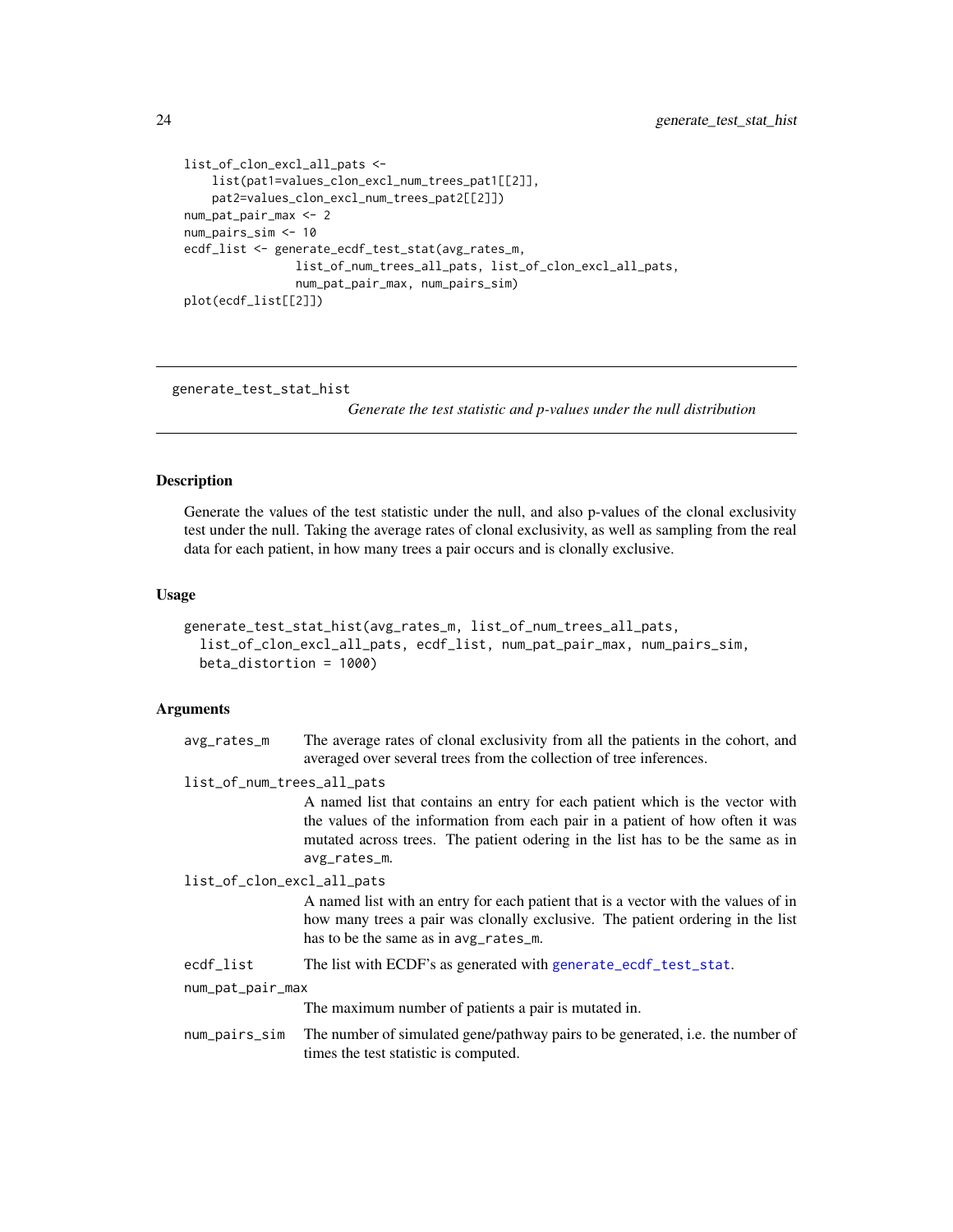```
list_of_clon_excl_all_pats <-
    list(pat1=values_clon_excl_num_trees_pat1[[2]],
    pat2=values_clon_excl_num_trees_pat2[[2]])
num_pat_pair_max <- 2
num_pairs_sim <- 10
ecdf_list <- generate_ecdf_test_stat(avg_rates_m,
                list_of_num_trees_all_pats, list_of_clon_excl_all_pats,
                num_pat_pair_max, num_pairs_sim)
plot(ecdf_list[[2]])
```

---

## generate_test_stat_hist

*Generate the test statistic and p-values under the null distribution*

---

### Description

Generate the values of the test statistic under the null, and also p-values of the clonal exclusivity test under the null. Taking the average rates of clonal exclusivity, as well as sampling from the real data for each patient, in how many trees a pair occurs and is clonally exclusive.

### Usage

```
generate_test_stat_hist(avg_rates_m, list_of_num_trees_all_pats,
  list_of_clon_excl_all_pats, ecdf_list, num_pat_pair_max, num_pairs_sim,
  beta_distortion = 1000)
```

### Arguments

`avg_rates_m`
: The average rates of clonal exclusivity from all the patients in the cohort, and averaged over several trees from the collection of tree inferences.

`list_of_num_trees_all_pats`
: A named list that contains an entry for each patient which is the vector with the values of the information from each pair in a patient of how often it was mutated across trees. The patient odering in the list has to be the same as in `avg_rates_m`.

`list_of_clon_excl_all_pats`
: A named list with an entry for each patient that is a vector with the values of in how many trees a pair was clonally exclusive. The patient ordering in the list has to be the same as in `avg_rates_m`.

`ecdf_list`
: The list with ECDF's as generated with `generate_ecdf_test_stat`.

`num_pat_pair_max`
: The maximum number of patients a pair is mutated in.

`num_pairs_sim`
: The number of simulated gene/pathway pairs to be generated, i.e. the number of times the test statistic is computed.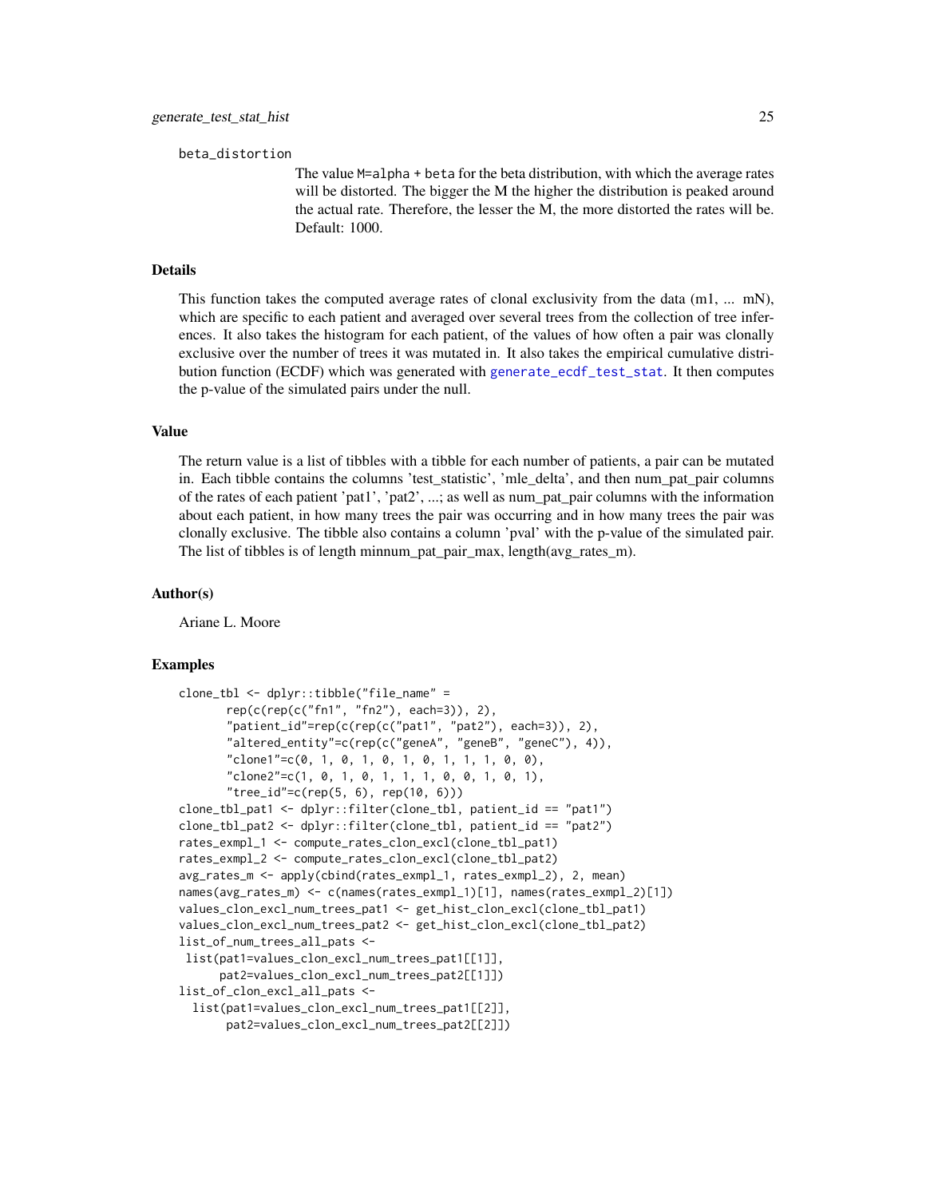beta_distortion

The value M=alpha + beta for the beta distribution, with which the average rates will be distorted. The bigger the M the higher the distribution is peaked around the actual rate. Therefore, the lesser the M, the more distorted the rates will be. Default: 1000.

## Details

This function takes the computed average rates of clonal exclusivity from the data (m1, ... mN), which are specific to each patient and averaged over several trees from the collection of tree inferences. It also takes the histogram for each patient, of the values of how often a pair was clonally exclusive over the number of trees it was mutated in. It also takes the empirical cumulative distribution function (ECDF) which was generated with generate_ecdf_test_stat. It then computes the p-value of the simulated pairs under the null.

## Value

The return value is a list of tibbles with a tibble for each number of patients, a pair can be mutated in. Each tibble contains the columns 'test_statistic', 'mle_delta', and then num_pat_pair columns of the rates of each patient 'pat1', 'pat2', ...; as well as num_pat_pair columns with the information about each patient, in how many trees the pair was occurring and in how many trees the pair was clonally exclusive. The tibble also contains a column 'pval' with the p-value of the simulated pair. The list of tibbles is of length minnum_pat_pair_max, length(avg_rates_m).

## Author(s)

Ariane L. Moore

## Examples

```
clone_tbl <- dplyr::tibble("file_name" =
       rep(c(rep(c("fn1", "fn2"), each=3)), 2),
       "patient_id"=rep(c(rep(c("pat1", "pat2"), each=3)), 2),
       "altered_entity"=c(rep(c("geneA", "geneB", "geneC"), 4)),
       "clone1"=c(0, 1, 0, 1, 0, 1, 0, 1, 1, 1, 0, 0),
       "clone2"=c(1, 0, 1, 0, 1, 1, 1, 0, 0, 1, 0, 1),
       "tree_id"=c(rep(5, 6), rep(10, 6)))
clone_tbl_pat1 <- dplyr::filter(clone_tbl, patient_id == "pat1")
clone_tbl_pat2 <- dplyr::filter(clone_tbl, patient_id == "pat2")
rates_exmpl_1 <- compute_rates_clon_excl(clone_tbl_pat1)
rates_exmpl_2 <- compute_rates_clon_excl(clone_tbl_pat2)
avg_rates_m <- apply(cbind(rates_exmpl_1, rates_exmpl_2), 2, mean)
names(avg_rates_m) <- c(names(rates_exmpl_1)[1], names(rates_exmpl_2)[1])
values_clon_excl_num_trees_pat1 <- get_hist_clon_excl(clone_tbl_pat1)
values_clon_excl_num_trees_pat2 <- get_hist_clon_excl(clone_tbl_pat2)
list_of_num_trees_all_pats <-
 list(pat1=values_clon_excl_num_trees_pat1[[1]],
      pat2=values_clon_excl_num_trees_pat2[[1]])
list_of_clon_excl_all_pats <-
  list(pat1=values_clon_excl_num_trees_pat1[[2]],
       pat2=values_clon_excl_num_trees_pat2[[2]])
```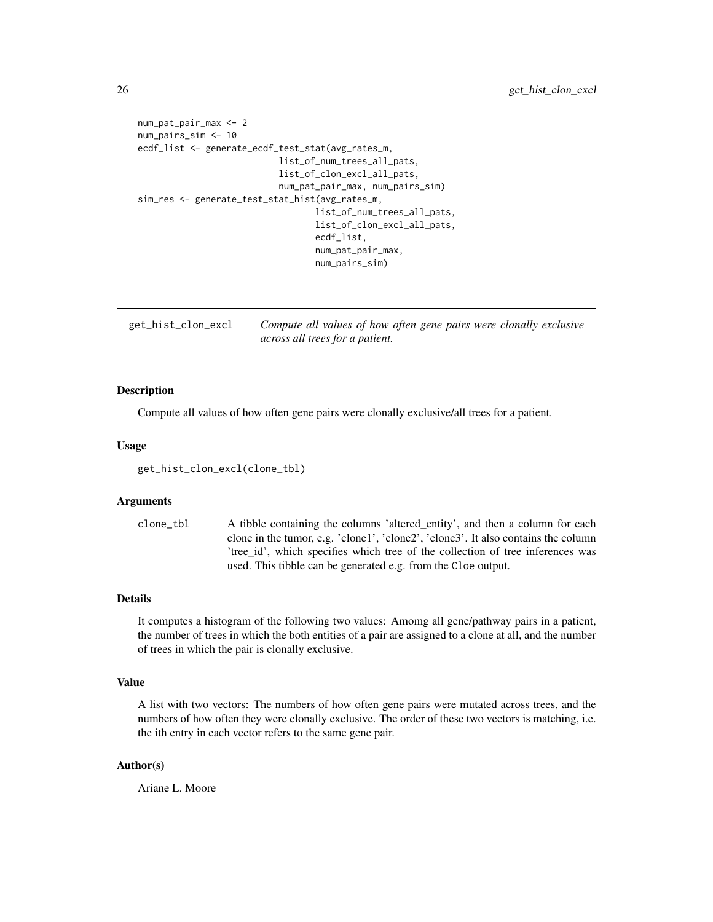```
num_pat_pair_max <- 2
num_pairs_sim <- 10
ecdf_list <- generate_ecdf_test_stat(avg_rates_m,
                            list_of_num_trees_all_pats,
                            list_of_clon_excl_all_pats,
                            num_pat_pair_max, num_pairs_sim)
sim_res <- generate_test_stat_hist(avg_rates_m,
                                   list_of_num_trees_all_pats,
                                   list_of_clon_excl_all_pats,
                                   ecdf_list,
                                   num_pat_pair_max,
                                   num_pairs_sim)
```

---

## get_hist_clon_excl — *Compute all values of how often gene pairs were clonally exclusive across all trees for a patient.*

---

### Description

Compute all values of how often gene pairs were clonally exclusive/all trees for a patient.

### Usage

```
get_hist_clon_excl(clone_tbl)
```

### Arguments

| | |
|---|---|
| clone_tbl | A tibble containing the columns 'altered_entity', and then a column for each clone in the tumor, e.g. 'clone1', 'clone2', 'clone3'. It also contains the column 'tree_id', which specifies which tree of the collection of tree inferences was used. This tibble can be generated e.g. from the `Cloe` output. |

### Details

It computes a histogram of the following two values: Amomg all gene/pathway pairs in a patient, the number of trees in which the both entities of a pair are assigned to a clone at all, and the number of trees in which the pair is clonally exclusive.

### Value

A list with two vectors: The numbers of how often gene pairs were mutated across trees, and the numbers of how often they were clonally exclusive. The order of these two vectors is matching, i.e. the ith entry in each vector refers to the same gene pair.

### Author(s)

Ariane L. Moore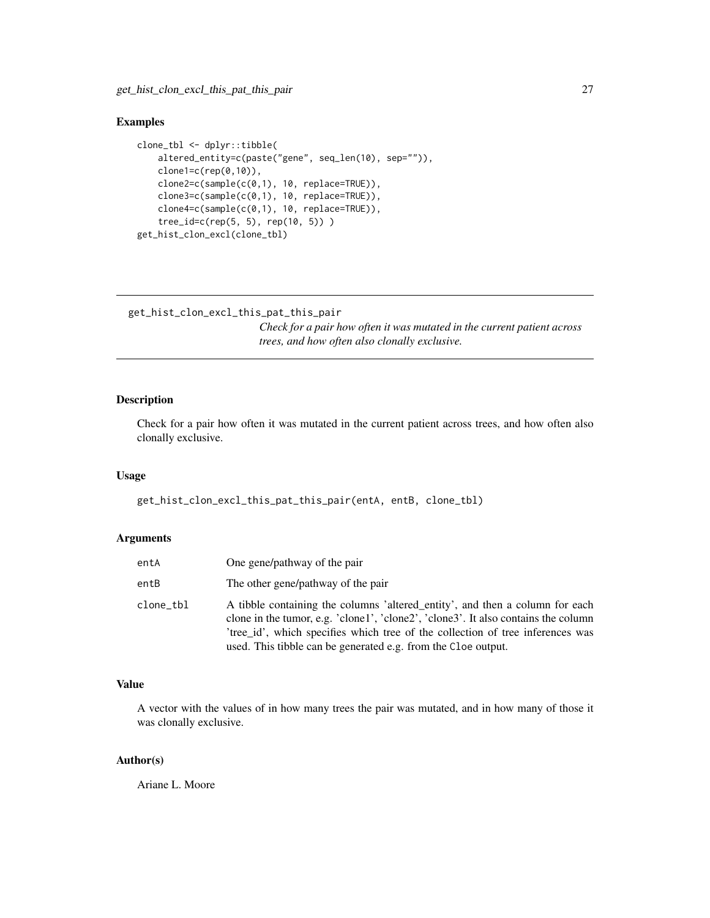## Examples

```
clone_tbl <- dplyr::tibble(
    altered_entity=c(paste("gene", seq_len(10), sep="")),
    clone1=c(rep(0,10)),
    clone2=c(sample(c(0,1), 10, replace=TRUE)),
    clone3=c(sample(c(0,1), 10, replace=TRUE)),
    clone4=c(sample(c(0,1), 10, replace=TRUE)),
    tree_id=c(rep(5, 5), rep(10, 5)) )
get_hist_clon_excl(clone_tbl)
```

---

# get_hist_clon_excl_this_pat_this_pair

*Check for a pair how often it was mutated in the current patient across trees, and how often also clonally exclusive.*

---

## Description

Check for a pair how often it was mutated in the current patient across trees, and how often also clonally exclusive.

## Usage

```
get_hist_clon_excl_this_pat_this_pair(entA, entB, clone_tbl)
```

## Arguments

| | |
|---|---|
| entA | One gene/pathway of the pair |
| entB | The other gene/pathway of the pair |
| clone_tbl | A tibble containing the columns 'altered_entity', and then a column for each clone in the tumor, e.g. 'clone1', 'clone2', 'clone3'. It also contains the column 'tree_id', which specifies which tree of the collection of tree inferences was used. This tibble can be generated e.g. from the `Cloe` output. |

## Value

A vector with the values of in how many trees the pair was mutated, and in how many of those it was clonally exclusive.

## Author(s)

Ariane L. Moore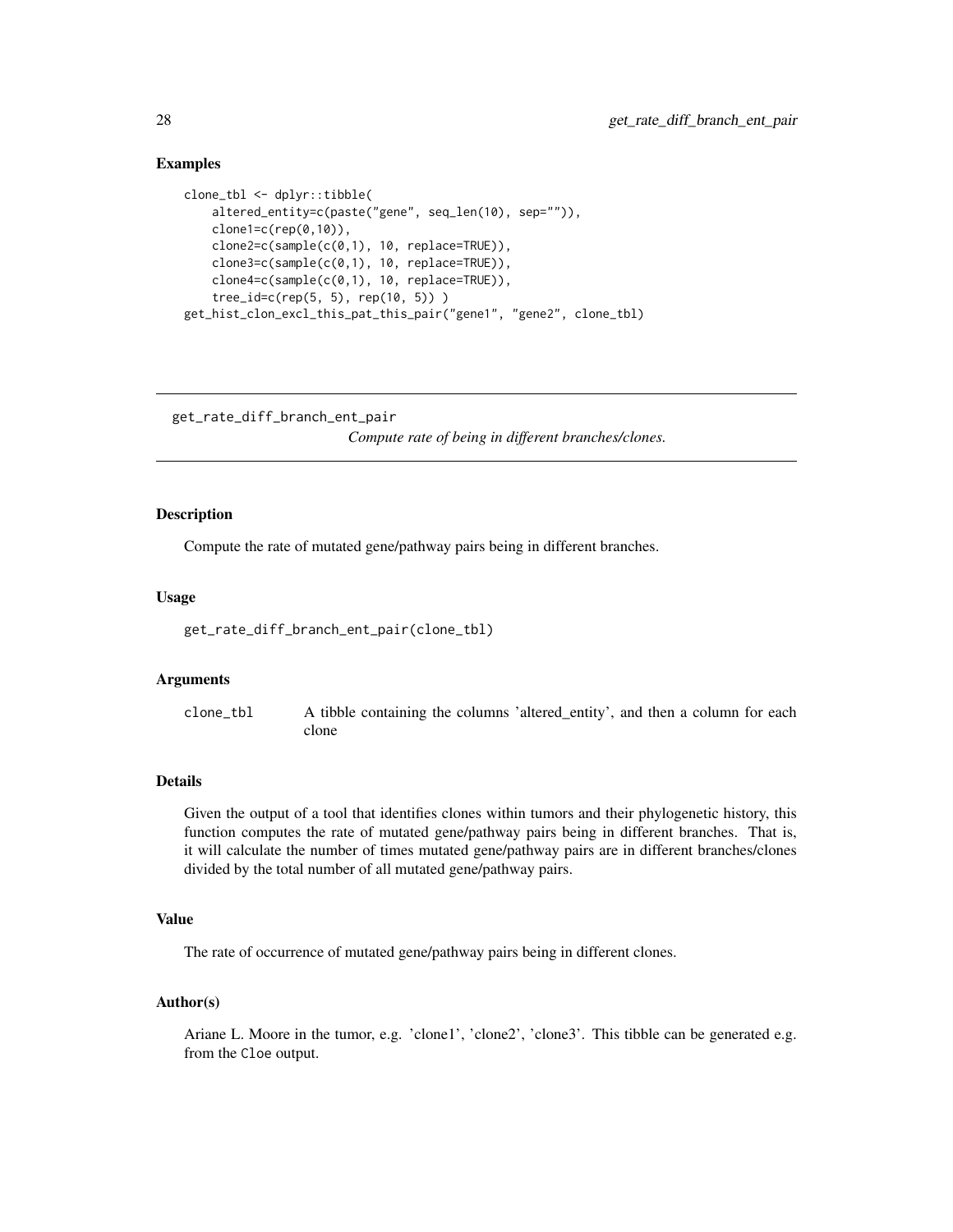## Examples

```
clone_tbl <- dplyr::tibble(
    altered_entity=c(paste("gene", seq_len(10), sep="")),
    clone1=c(rep(0,10)),
    clone2=c(sample(c(0,1), 10, replace=TRUE)),
    clone3=c(sample(c(0,1), 10, replace=TRUE)),
    clone4=c(sample(c(0,1), 10, replace=TRUE)),
    tree_id=c(rep(5, 5), rep(10, 5)) )
get_hist_clon_excl_this_pat_this_pair("gene1", "gene2", clone_tbl)
```

---

# get_rate_diff_branch_ent_pair

*Compute rate of being in different branches/clones.*

---

## Description

Compute the rate of mutated gene/pathway pairs being in different branches.

## Usage

```
get_rate_diff_branch_ent_pair(clone_tbl)
```

## Arguments

| | |
|---|---|
| clone_tbl | A tibble containing the columns 'altered_entity', and then a column for each clone |

## Details

Given the output of a tool that identifies clones within tumors and their phylogenetic history, this function computes the rate of mutated gene/pathway pairs being in different branches. That is, it will calculate the number of times mutated gene/pathway pairs are in different branches/clones divided by the total number of all mutated gene/pathway pairs.

## Value

The rate of occurrence of mutated gene/pathway pairs being in different clones.

## Author(s)

Ariane L. Moore in the tumor, e.g. 'clone1', 'clone2', 'clone3'. This tibble can be generated e.g. from the `Cloe` output.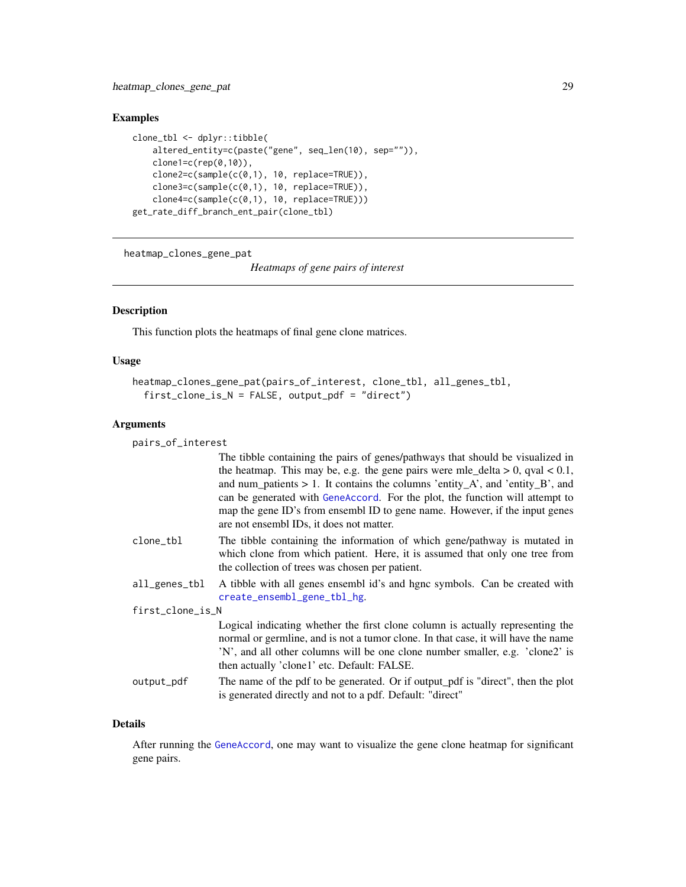## Examples

```
clone_tbl <- dplyr::tibble(
    altered_entity=c(paste("gene", seq_len(10), sep="")),
    clone1=c(rep(0,10)),
    clone2=c(sample(c(0,1), 10, replace=TRUE)),
    clone3=c(sample(c(0,1), 10, replace=TRUE)),
    clone4=c(sample(c(0,1), 10, replace=TRUE)))
get_rate_diff_branch_ent_pair(clone_tbl)
```

---

# heatmap_clones_gene_pat

*Heatmaps of gene pairs of interest*

---

## Description

This function plots the heatmaps of final gene clone matrices.

## Usage

```
heatmap_clones_gene_pat(pairs_of_interest, clone_tbl, all_genes_tbl,
  first_clone_is_N = FALSE, output_pdf = "direct")
```

## Arguments

`pairs_of_interest`
: The tibble containing the pairs of genes/pathways that should be visualized in the heatmap. This may be, e.g. the gene pairs were mle_delta > 0, qval < 0.1, and num_patients > 1. It contains the columns 'entity_A', and 'entity_B', and can be generated with `GeneAccord`. For the plot, the function will attempt to map the gene ID's from ensembl ID to gene name. However, if the input genes are not ensembl IDs, it does not matter.

`clone_tbl`
: The tibble containing the information of which gene/pathway is mutated in which clone from which patient. Here, it is assumed that only one tree from the collection of trees was chosen per patient.

`all_genes_tbl`
: A tibble with all genes ensembl id's and hgnc symbols. Can be created with `create_ensembl_gene_tbl_hg`.

`first_clone_is_N`
: Logical indicating whether the first clone column is actually representing the normal or germline, and is not a tumor clone. In that case, it will have the name 'N', and all other columns will be one clone number smaller, e.g. 'clone2' is then actually 'clone1' etc. Default: FALSE.

`output_pdf`
: The name of the pdf to be generated. Or if output_pdf is "direct", then the plot is generated directly and not to a pdf. Default: "direct"

## Details

After running the `GeneAccord`, one may want to visualize the gene clone heatmap for significant gene pairs.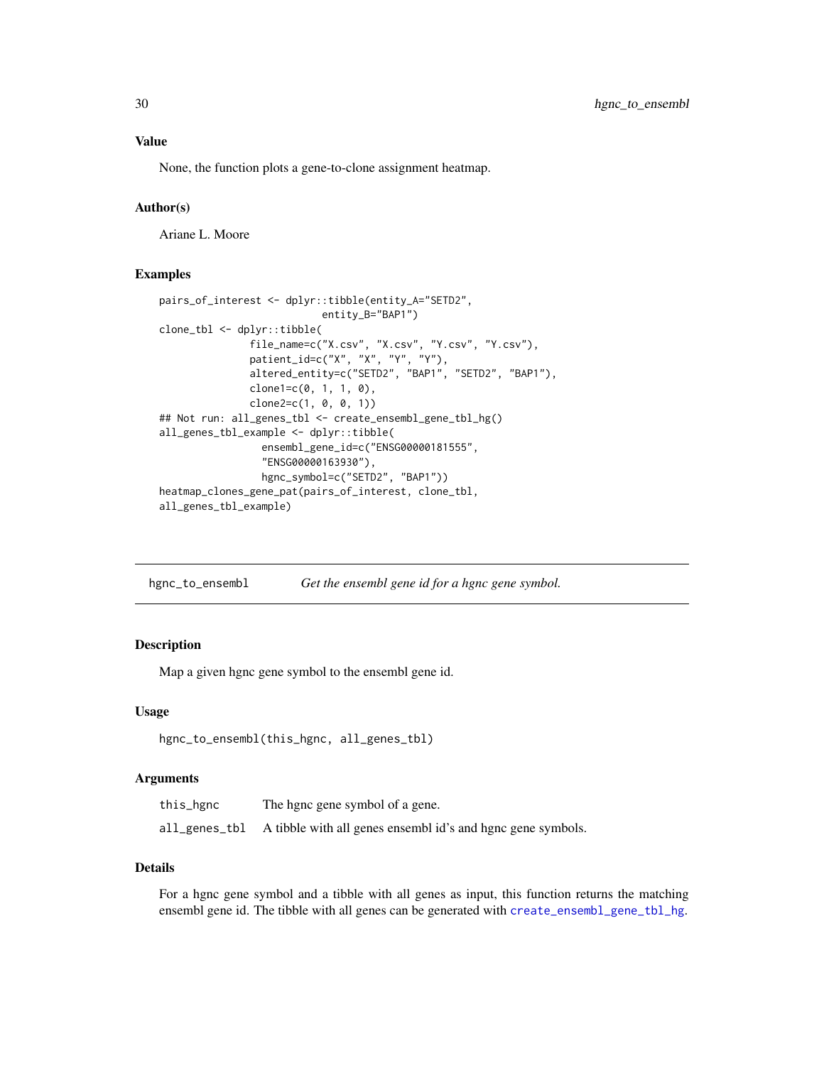### Value

None, the function plots a gene-to-clone assignment heatmap.

### Author(s)

Ariane L. Moore

### Examples

```
pairs_of_interest <- dplyr::tibble(entity_A="SETD2",
                           entity_B="BAP1")
clone_tbl <- dplyr::tibble(
               file_name=c("X.csv", "X.csv", "Y.csv", "Y.csv"),
               patient_id=c("X", "X", "Y", "Y"),
               altered_entity=c("SETD2", "BAP1", "SETD2", "BAP1"),
               clone1=c(0, 1, 1, 0),
               clone2=c(1, 0, 0, 1))
## Not run: all_genes_tbl <- create_ensembl_gene_tbl_hg()
all_genes_tbl_example <- dplyr::tibble(
                 ensembl_gene_id=c("ENSG00000181555",
                 "ENSG00000163930"),
                 hgnc_symbol=c("SETD2", "BAP1"))
heatmap_clones_gene_pat(pairs_of_interest, clone_tbl,
all_genes_tbl_example)
```

---

## hgnc_to_ensembl — *Get the ensembl gene id for a hgnc gene symbol.*

### Description

Map a given hgnc gene symbol to the ensembl gene id.

### Usage

```
hgnc_to_ensembl(this_hgnc, all_genes_tbl)
```

### Arguments

| | |
|---|---|
| `this_hgnc` | The hgnc gene symbol of a gene. |
| `all_genes_tbl` | A tibble with all genes ensembl id's and hgnc gene symbols. |

### Details

For a hgnc gene symbol and a tibble with all genes as input, this function returns the matching ensembl gene id. The tibble with all genes can be generated with `create_ensembl_gene_tbl_hg`.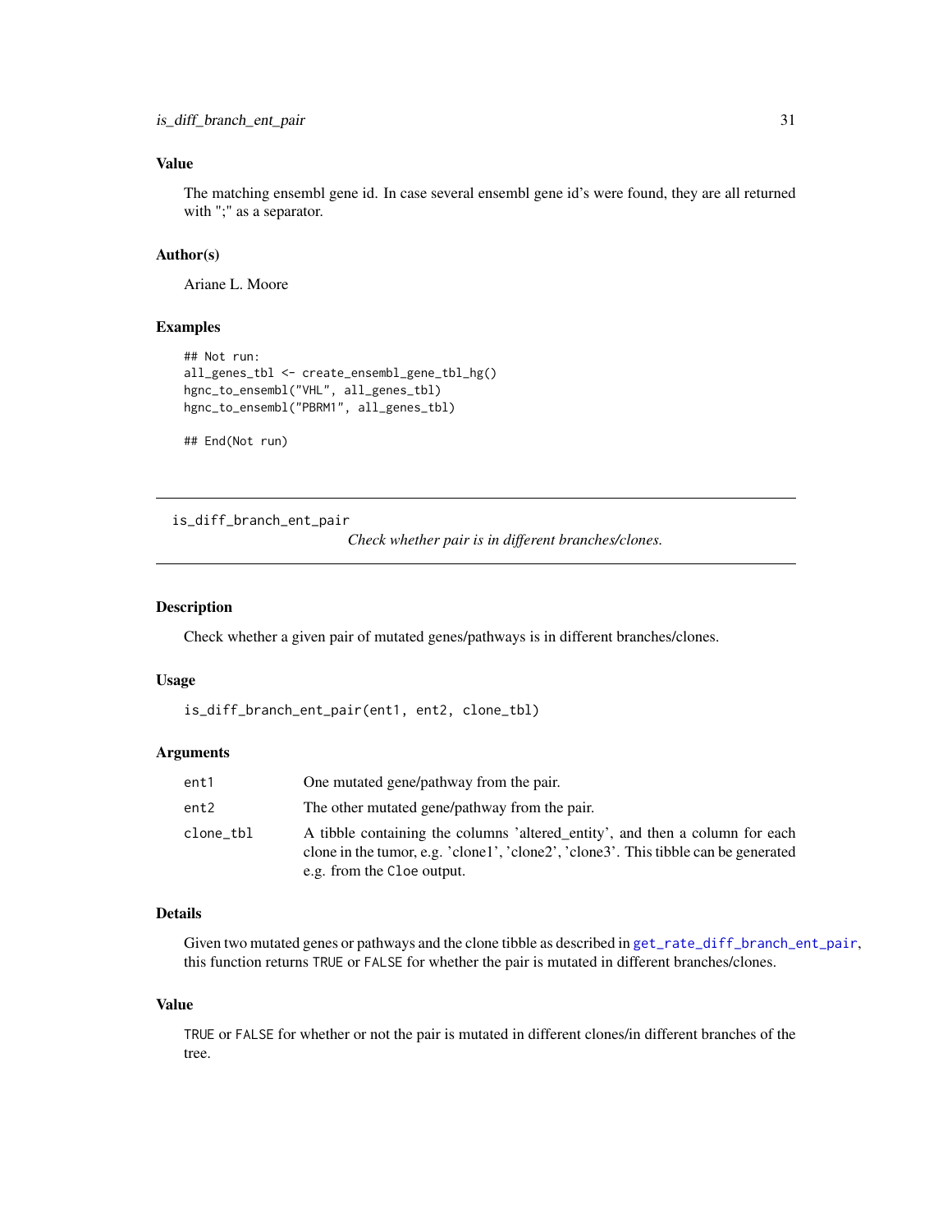## Value

The matching ensembl gene id. In case several ensembl gene id's were found, they are all returned with ";" as a separator.

## Author(s)

Ariane L. Moore

## Examples

```
## Not run:
all_genes_tbl <- create_ensembl_gene_tbl_hg()
hgnc_to_ensembl("VHL", all_genes_tbl)
hgnc_to_ensembl("PBRM1", all_genes_tbl)

## End(Not run)
```

---

# is_diff_branch_ent_pair

*Check whether pair is in different branches/clones.*

---

## Description

Check whether a given pair of mutated genes/pathways is in different branches/clones.

## Usage

```
is_diff_branch_ent_pair(ent1, ent2, clone_tbl)
```

## Arguments

| | |
|---|---|
| `ent1` | One mutated gene/pathway from the pair. |
| `ent2` | The other mutated gene/pathway from the pair. |
| `clone_tbl` | A tibble containing the columns 'altered_entity', and then a column for each clone in the tumor, e.g. 'clone1', 'clone2', 'clone3'. This tibble can be generated e.g. from the `Cloe` output. |

## Details

Given two mutated genes or pathways and the clone tibble as described in `get_rate_diff_branch_ent_pair`, this function returns `TRUE` or `FALSE` for whether the pair is mutated in different branches/clones.

## Value

`TRUE` or `FALSE` for whether or not the pair is mutated in different clones/in different branches of the tree.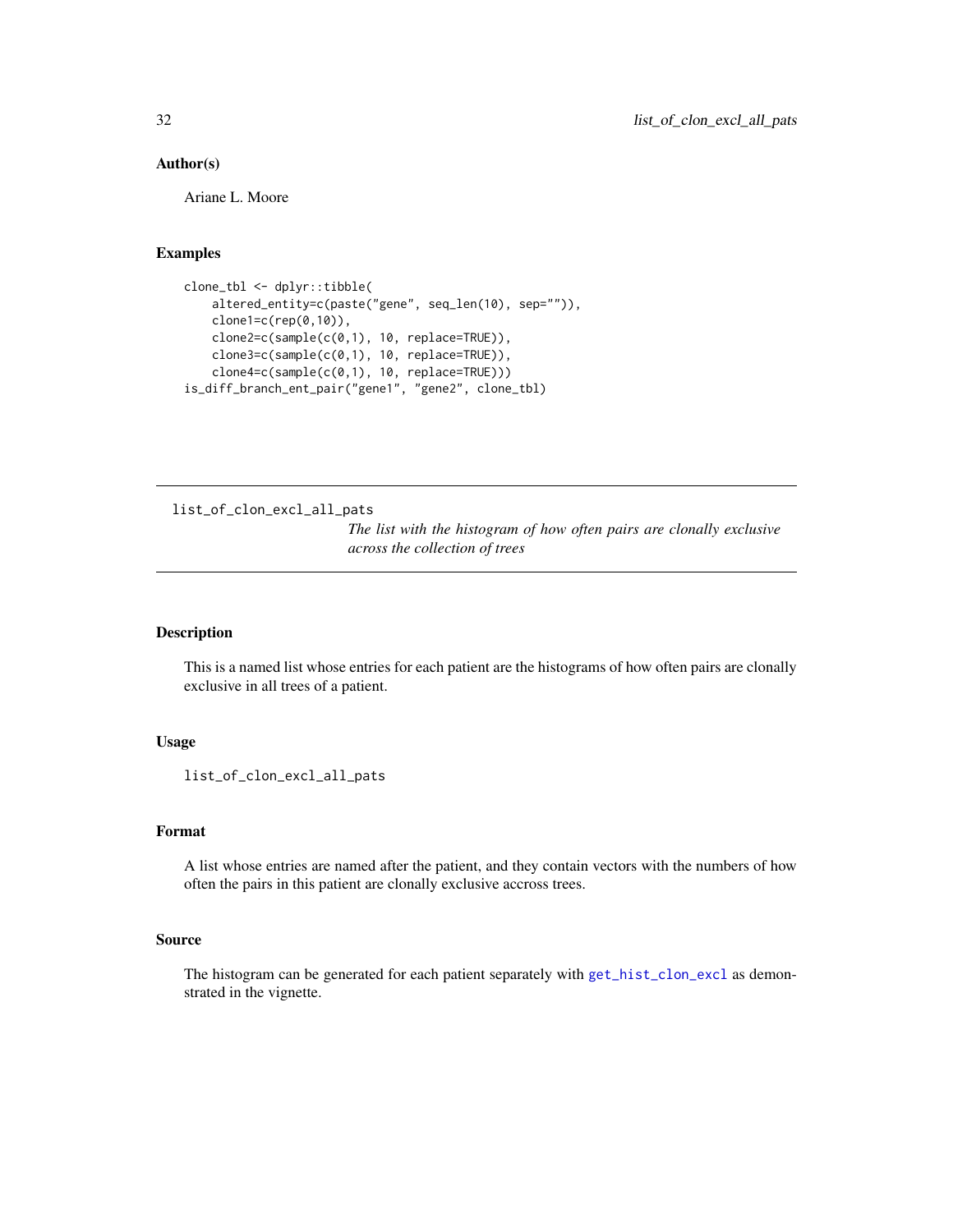### Author(s)

Ariane L. Moore

### Examples

```
clone_tbl <- dplyr::tibble(
    altered_entity=c(paste("gene", seq_len(10), sep="")),
    clone1=c(rep(0,10)),
    clone2=c(sample(c(0,1), 10, replace=TRUE)),
    clone3=c(sample(c(0,1), 10, replace=TRUE)),
    clone4=c(sample(c(0,1), 10, replace=TRUE)))
is_diff_branch_ent_pair("gene1", "gene2", clone_tbl)
```

---

## list_of_clon_excl_all_pats

*The list with the histogram of how often pairs are clonally exclusive across the collection of trees*

---

### Description

This is a named list whose entries for each patient are the histograms of how often pairs are clonally exclusive in all trees of a patient.

### Usage

```
list_of_clon_excl_all_pats
```

### Format

A list whose entries are named after the patient, and they contain vectors with the numbers of how often the pairs in this patient are clonally exclusive accross trees.

### Source

The histogram can be generated for each patient separately with `get_hist_clon_excl` as demonstrated in the vignette.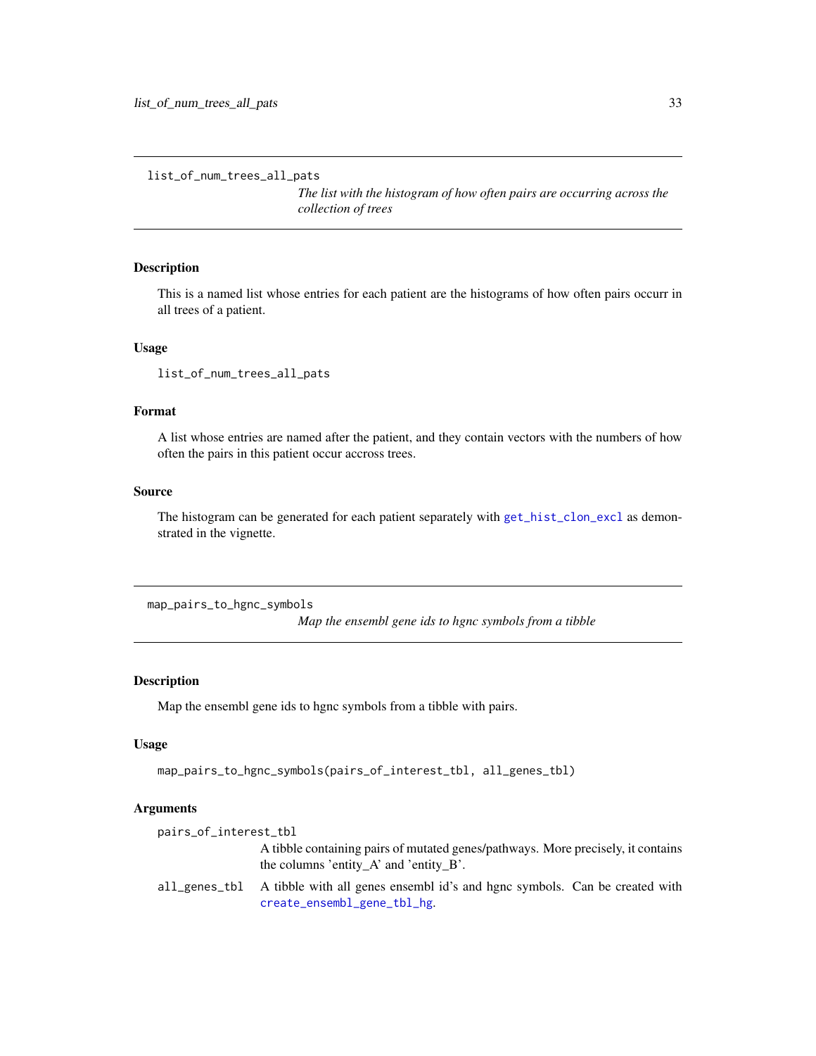## list_of_num_trees_all_pats

*The list with the histogram of how often pairs are occurring across the collection of trees*

### Description

This is a named list whose entries for each patient are the histograms of how often pairs occurr in all trees of a patient.

### Usage

```
list_of_num_trees_all_pats
```

### Format

A list whose entries are named after the patient, and they contain vectors with the numbers of how often the pairs in this patient occur accross trees.

### Source

The histogram can be generated for each patient separately with `get_hist_clon_excl` as demonstrated in the vignette.

## map_pairs_to_hgnc_symbols

*Map the ensembl gene ids to hgnc symbols from a tibble*

### Description

Map the ensembl gene ids to hgnc symbols from a tibble with pairs.

### Usage

```
map_pairs_to_hgnc_symbols(pairs_of_interest_tbl, all_genes_tbl)
```

### Arguments

| | |
|---|---|
| pairs_of_interest_tbl | A tibble containing pairs of mutated genes/pathways. More precisely, it contains the columns 'entity_A' and 'entity_B'. |
| all_genes_tbl | A tibble with all genes ensembl id's and hgnc symbols. Can be created with `create_ensembl_gene_tbl_hg`. |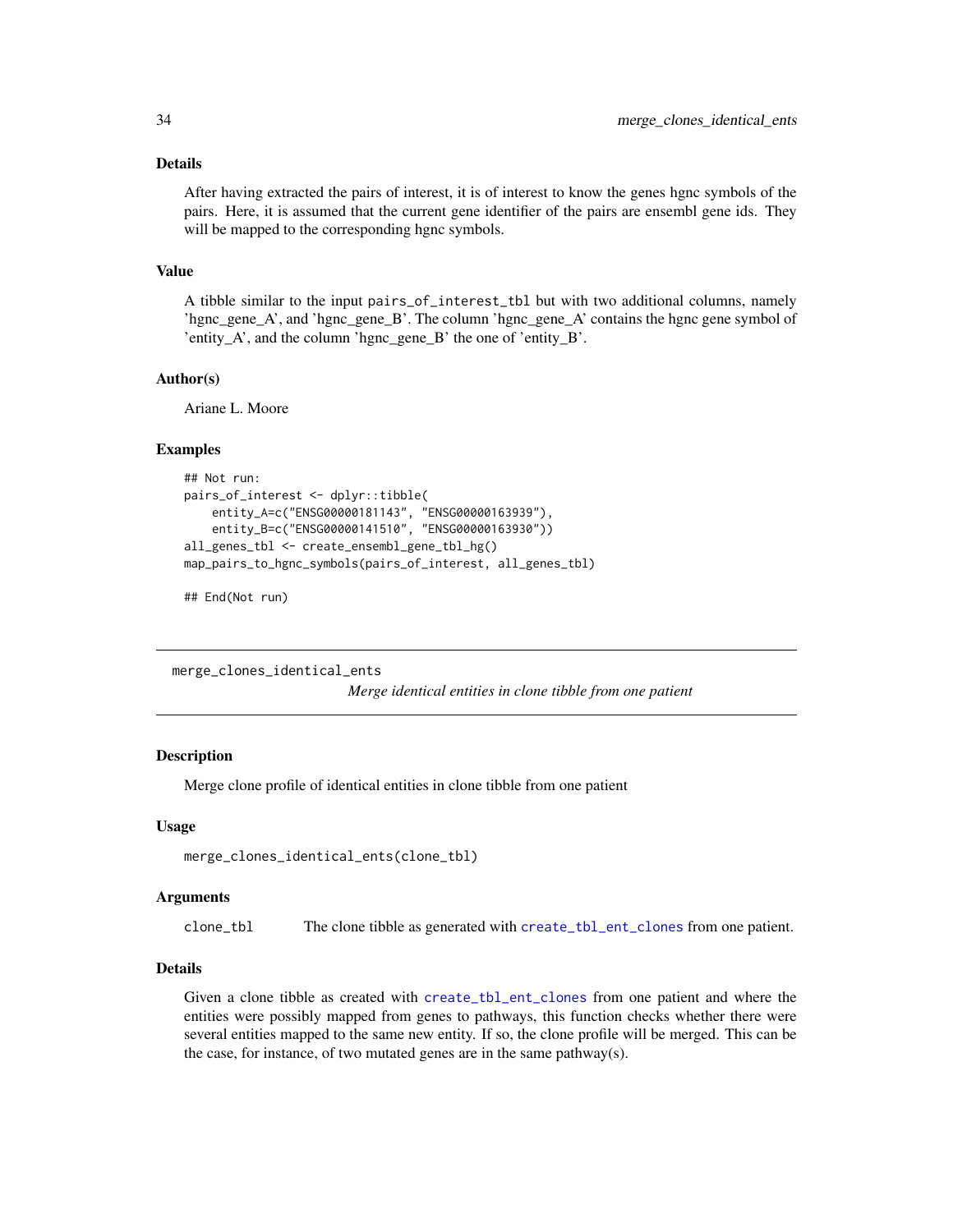### Details

After having extracted the pairs of interest, it is of interest to know the genes hgnc symbols of the pairs. Here, it is assumed that the current gene identifier of the pairs are ensembl gene ids. They will be mapped to the corresponding hgnc symbols.

### Value

A tibble similar to the input `pairs_of_interest_tbl` but with two additional columns, namely 'hgnc_gene_A', and 'hgnc_gene_B'. The column 'hgnc_gene_A' contains the hgnc gene symbol of 'entity_A', and the column 'hgnc_gene_B' the one of 'entity_B'.

### Author(s)

Ariane L. Moore

### Examples

```
## Not run:
pairs_of_interest <- dplyr::tibble(
    entity_A=c("ENSG00000181143", "ENSG00000163939"),
    entity_B=c("ENSG00000141510", "ENSG00000163930"))
all_genes_tbl <- create_ensembl_gene_tbl_hg()
map_pairs_to_hgnc_symbols(pairs_of_interest, all_genes_tbl)

## End(Not run)
```

---

## merge_clones_identical_ents

*Merge identical entities in clone tibble from one patient*

### Description

Merge clone profile of identical entities in clone tibble from one patient

### Usage

```
merge_clones_identical_ents(clone_tbl)
```

### Arguments

| | |
|---|---|
| `clone_tbl` | The clone tibble as generated with `create_tbl_ent_clones` from one patient. |

### Details

Given a clone tibble as created with `create_tbl_ent_clones` from one patient and where the entities were possibly mapped from genes to pathways, this function checks whether there were several entities mapped to the same new entity. If so, the clone profile will be merged. This can be the case, for instance, of two mutated genes are in the same pathway(s).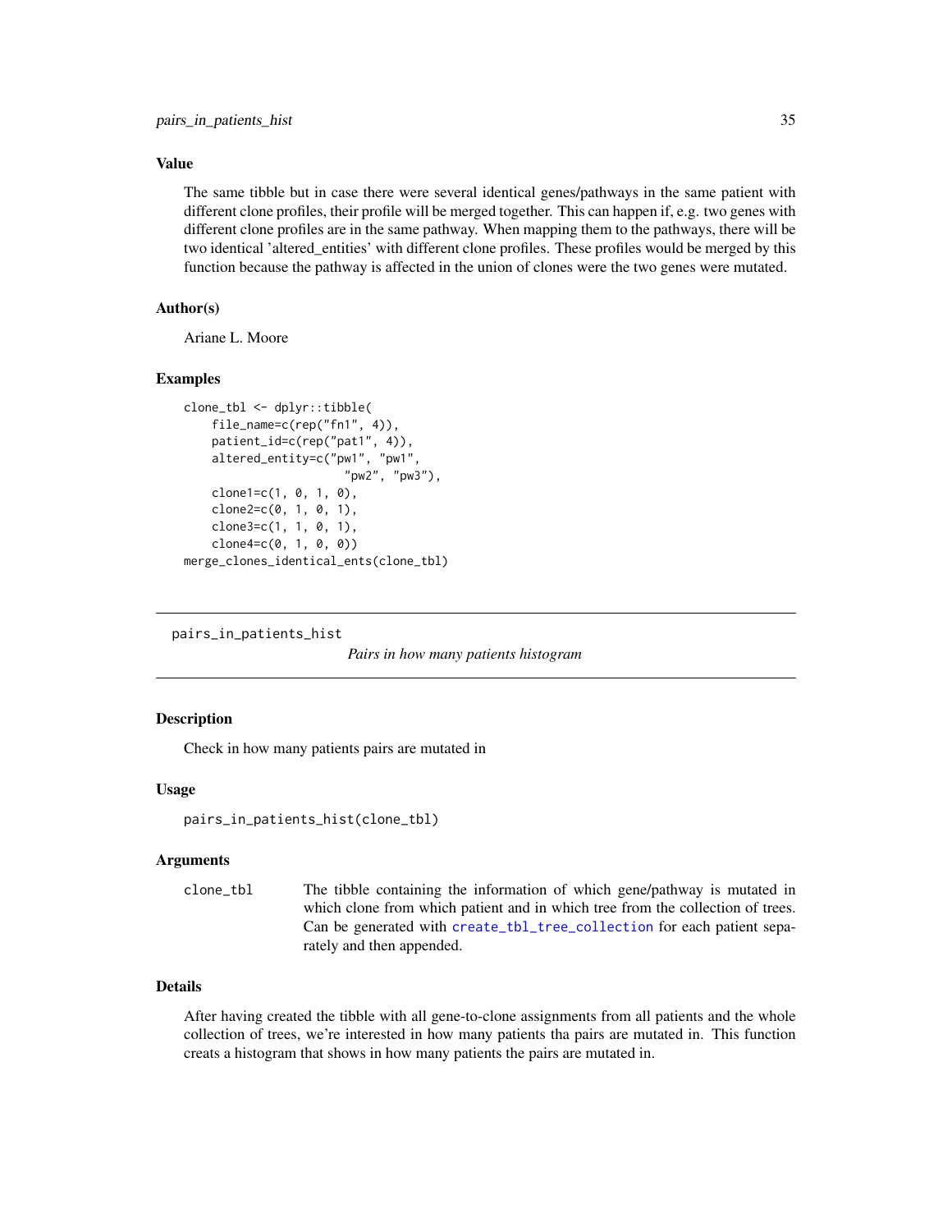### Value

The same tibble but in case there were several identical genes/pathways in the same patient with different clone profiles, their profile will be merged together. This can happen if, e.g. two genes with different clone profiles are in the same pathway. When mapping them to the pathways, there will be two identical 'altered_entities' with different clone profiles. These profiles would be merged by this function because the pathway is affected in the union of clones were the two genes were mutated.

### Author(s)

Ariane L. Moore

### Examples

```
clone_tbl <- dplyr::tibble(
    file_name=c(rep("fn1", 4)),
    patient_id=c(rep("pat1", 4)),
    altered_entity=c("pw1", "pw1",
                     "pw2", "pw3"),
    clone1=c(1, 0, 1, 0),
    clone2=c(0, 1, 0, 1),
    clone3=c(1, 1, 0, 1),
    clone4=c(0, 1, 0, 0))
merge_clones_identical_ents(clone_tbl)
```

---

## pairs_in_patients_hist

*Pairs in how many patients histogram*

---

### Description

Check in how many patients pairs are mutated in

### Usage

```
pairs_in_patients_hist(clone_tbl)
```

### Arguments

| | |
|---|---|
| `clone_tbl` | The tibble containing the information of which gene/pathway is mutated in which clone from which patient and in which tree from the collection of trees. Can be generated with `create_tbl_tree_collection` for each patient separately and then appended. |

### Details

After having created the tibble with all gene-to-clone assignments from all patients and the whole collection of trees, we're interested in how many patients tha pairs are mutated in. This function creats a histogram that shows in how many patients the pairs are mutated in.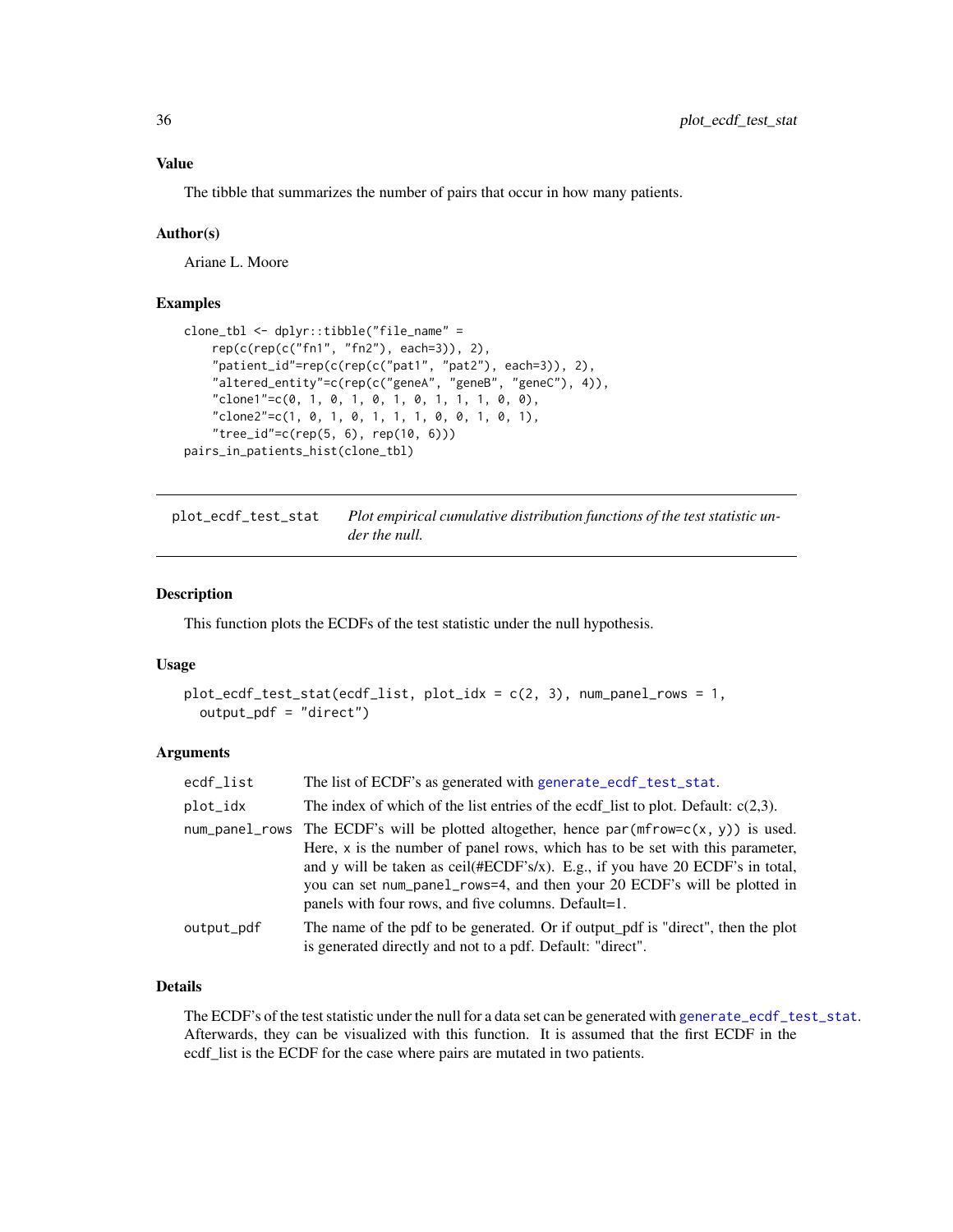### Value

The tibble that summarizes the number of pairs that occur in how many patients.

### Author(s)

Ariane L. Moore

### Examples

```
clone_tbl <- dplyr::tibble("file_name" =
    rep(c(rep(c("fn1", "fn2"), each=3)), 2),
    "patient_id"=rep(c(rep(c("pat1", "pat2"), each=3)), 2),
    "altered_entity"=c(rep(c("geneA", "geneB", "geneC"), 4)),
    "clone1"=c(0, 1, 0, 1, 0, 1, 0, 1, 1, 1, 0, 0),
    "clone2"=c(1, 0, 1, 0, 1, 1, 1, 0, 0, 1, 0, 1),
    "tree_id"=c(rep(5, 6), rep(10, 6)))
pairs_in_patients_hist(clone_tbl)
```

---

## plot_ecdf_test_stat — *Plot empirical cumulative distribution functions of the test statistic under the null.*

### Description

This function plots the ECDFs of the test statistic under the null hypothesis.

### Usage

```
plot_ecdf_test_stat(ecdf_list, plot_idx = c(2, 3), num_panel_rows = 1,
  output_pdf = "direct")
```

### Arguments

| | |
|---|---|
| ecdf_list | The list of ECDF's as generated with `generate_ecdf_test_stat`. |
| plot_idx | The index of which of the list entries of the ecdf_list to plot. Default: c(2,3). |
| num_panel_rows | The ECDF's will be plotted altogether, hence `par(mfrow=c(x, y))` is used. Here, `x` is the number of panel rows, which has to be set with this parameter, and `y` will be taken as ceil(#ECDF's/x). E.g., if you have 20 ECDF's in total, you can set `num_panel_rows=4`, and then your 20 ECDF's will be plotted in panels with four rows, and five columns. Default=1. |
| output_pdf | The name of the pdf to be generated. Or if output_pdf is "direct", then the plot is generated directly and not to a pdf. Default: "direct". |

### Details

The ECDF's of the test statistic under the null for a data set can be generated with `generate_ecdf_test_stat`. Afterwards, they can be visualized with this function. It is assumed that the first ECDF in the ecdf_list is the ECDF for the case where pairs are mutated in two patients.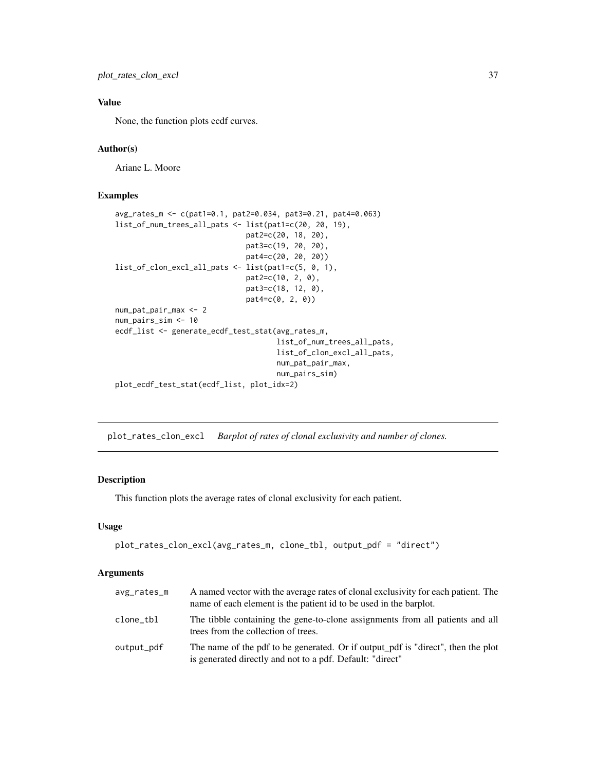### Value

None, the function plots ecdf curves.

### Author(s)

Ariane L. Moore

### Examples

```
avg_rates_m <- c(pat1=0.1, pat2=0.034, pat3=0.21, pat4=0.063)
list_of_num_trees_all_pats <- list(pat1=c(20, 20, 19),
                                   pat2=c(20, 18, 20),
                                   pat3=c(19, 20, 20),
                                   pat4=c(20, 20, 20))
list_of_clon_excl_all_pats <- list(pat1=c(5, 0, 1),
                                   pat2=c(10, 2, 0),
                                   pat3=c(18, 12, 0),
                                   pat4=c(0, 2, 0))
num_pat_pair_max <- 2
num_pairs_sim <- 10
ecdf_list <- generate_ecdf_test_stat(avg_rates_m,
                                     list_of_num_trees_all_pats,
                                     list_of_clon_excl_all_pats,
                                     num_pat_pair_max,
                                     num_pairs_sim)
plot_ecdf_test_stat(ecdf_list, plot_idx=2)
```

## plot_rates_clon_excl *Barplot of rates of clonal exclusivity and number of clones.*

### Description

This function plots the average rates of clonal exclusivity for each patient.

### Usage

```
plot_rates_clon_excl(avg_rates_m, clone_tbl, output_pdf = "direct")
```

### Arguments

| | |
|---|---|
| avg_rates_m | A named vector with the average rates of clonal exclusivity for each patient. The name of each element is the patient id to be used in the barplot. |
| clone_tbl | The tibble containing the gene-to-clone assignments from all patients and all trees from the collection of trees. |
| output_pdf | The name of the pdf to be generated. Or if output_pdf is "direct", then the plot is generated directly and not to a pdf. Default: "direct" |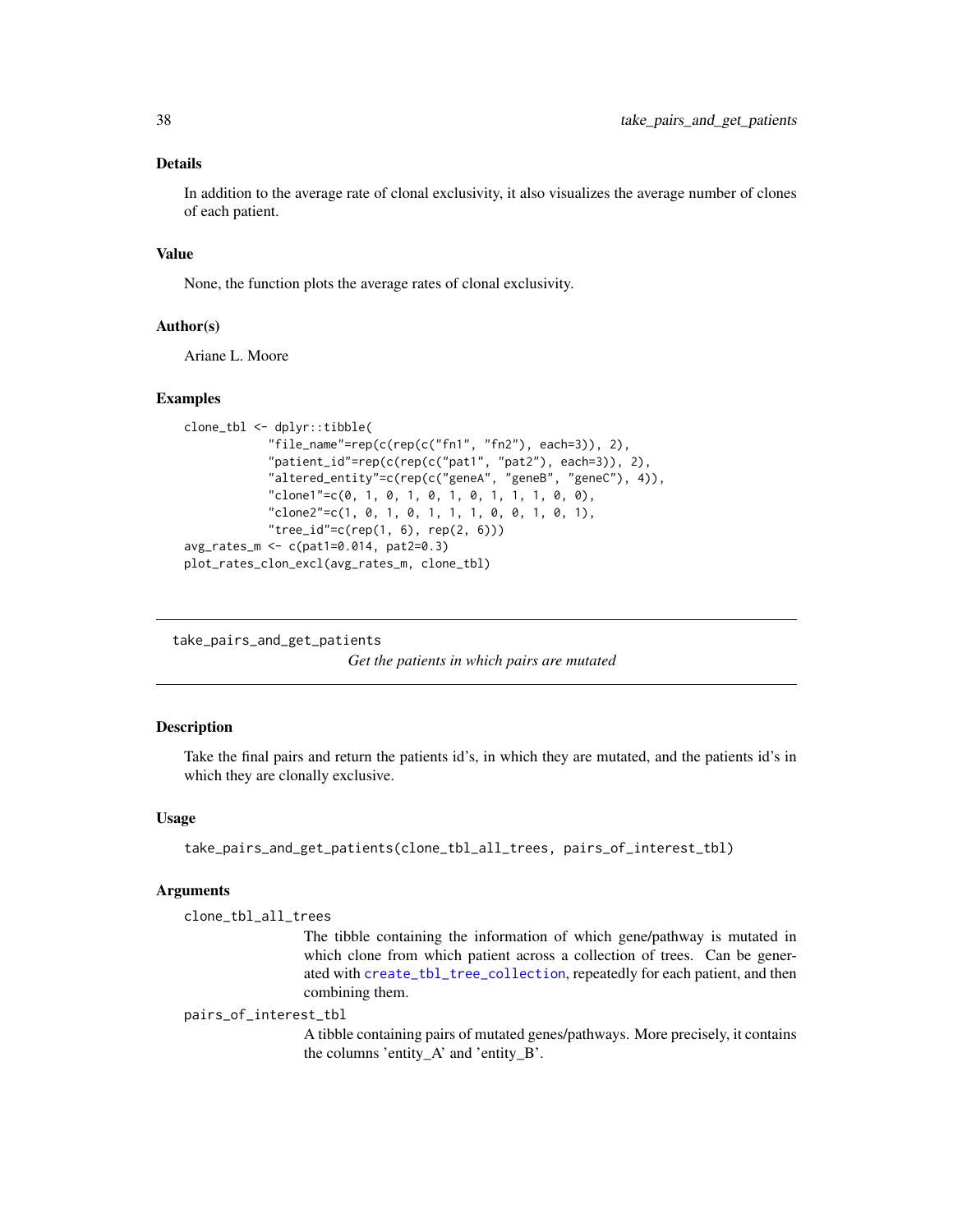### Details

In addition to the average rate of clonal exclusivity, it also visualizes the average number of clones of each patient.

### Value

None, the function plots the average rates of clonal exclusivity.

### Author(s)

Ariane L. Moore

### Examples

```
clone_tbl <- dplyr::tibble(
            "file_name"=rep(c(rep(c("fn1", "fn2"), each=3)), 2),
            "patient_id"=rep(c(rep(c("pat1", "pat2"), each=3)), 2),
            "altered_entity"=c(rep(c("geneA", "geneB", "geneC"), 4)),
            "clone1"=c(0, 1, 0, 1, 0, 1, 0, 1, 1, 1, 0, 0),
            "clone2"=c(1, 0, 1, 0, 1, 1, 1, 0, 0, 1, 0, 1),
            "tree_id"=c(rep(1, 6), rep(2, 6)))
avg_rates_m <- c(pat1=0.014, pat2=0.3)
plot_rates_clon_excl(avg_rates_m, clone_tbl)
```

---

## take_pairs_and_get_patients

*Get the patients in which pairs are mutated*

---

### Description

Take the final pairs and return the patients id's, in which they are mutated, and the patients id's in which they are clonally exclusive.

### Usage

```
take_pairs_and_get_patients(clone_tbl_all_trees, pairs_of_interest_tbl)
```

### Arguments

`clone_tbl_all_trees`
: The tibble containing the information of which gene/pathway is mutated in which clone from which patient across a collection of trees. Can be generated with `create_tbl_tree_collection`, repeatedly for each patient, and then combining them.

`pairs_of_interest_tbl`
: A tibble containing pairs of mutated genes/pathways. More precisely, it contains the columns 'entity_A' and 'entity_B'.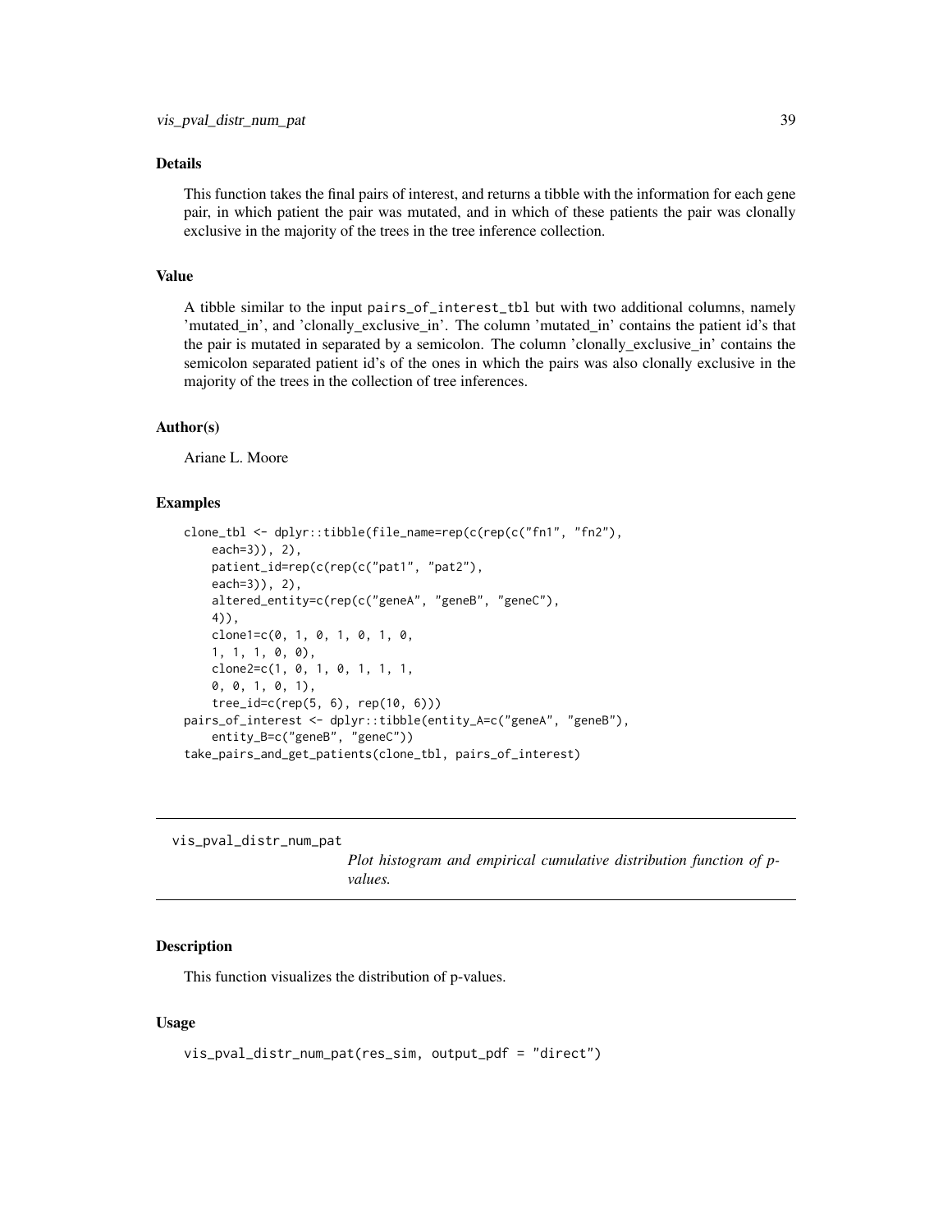### Details

This function takes the final pairs of interest, and returns a tibble with the information for each gene pair, in which patient the pair was mutated, and in which of these patients the pair was clonally exclusive in the majority of the trees in the tree inference collection.

### Value

A tibble similar to the input `pairs_of_interest_tbl` but with two additional columns, namely 'mutated_in', and 'clonally_exclusive_in'. The column 'mutated_in' contains the patient id's that the pair is mutated in separated by a semicolon. The column 'clonally_exclusive_in' contains the semicolon separated patient id's of the ones in which the pairs was also clonally exclusive in the majority of the trees in the collection of tree inferences.

### Author(s)

Ariane L. Moore

### Examples

```
clone_tbl <- dplyr::tibble(file_name=rep(c(rep(c("fn1", "fn2"),
    each=3)), 2),
    patient_id=rep(c(rep(c("pat1", "pat2"),
    each=3)), 2),
    altered_entity=c(rep(c("geneA", "geneB", "geneC"),
    4)),
    clone1=c(0, 1, 0, 1, 0, 1, 0,
    1, 1, 1, 0, 0),
    clone2=c(1, 0, 1, 0, 1, 1, 1,
    0, 0, 1, 0, 1),
    tree_id=c(rep(5, 6), rep(10, 6)))
pairs_of_interest <- dplyr::tibble(entity_A=c("geneA", "geneB"),
    entity_B=c("geneB", "geneC"))
take_pairs_and_get_patients(clone_tbl, pairs_of_interest)
```

---

## vis_pval_distr_num_pat

*Plot histogram and empirical cumulative distribution function of p-values.*

---

### Description

This function visualizes the distribution of p-values.

### Usage

```
vis_pval_distr_num_pat(res_sim, output_pdf = "direct")
```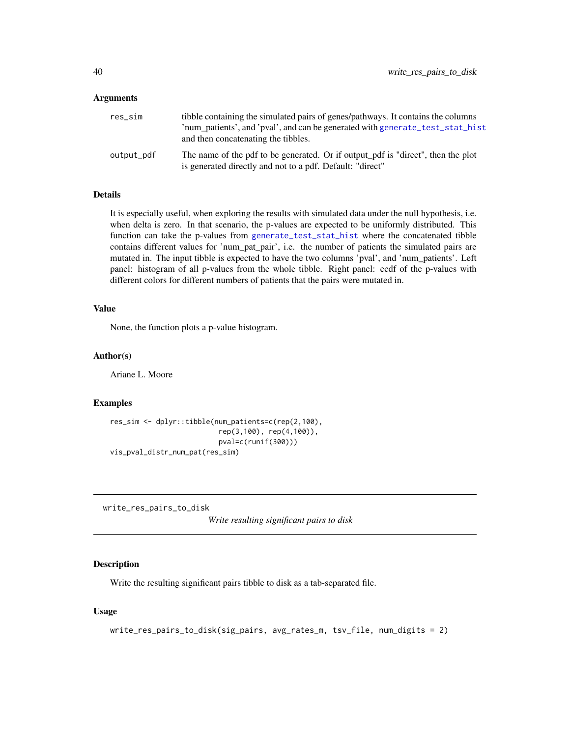### Arguments

| | |
|---|---|
| `res_sim` | tibble containing the simulated pairs of genes/pathways. It contains the columns 'num_patients', and 'pval', and can be generated with `generate_test_stat_hist` and then concatenating the tibbles. |
| `output_pdf` | The name of the pdf to be generated. Or if output_pdf is "direct", then the plot is generated directly and not to a pdf. Default: "direct" |

### Details

It is especially useful, when exploring the results with simulated data under the null hypothesis, i.e. when delta is zero. In that scenario, the p-values are expected to be uniformly distributed. This function can take the p-values from `generate_test_stat_hist` where the concatenated tibble contains different values for 'num_pat_pair', i.e. the number of patients the simulated pairs are mutated in. The input tibble is expected to have the two columns 'pval', and 'num_patients'. Left panel: histogram of all p-values from the whole tibble. Right panel: ecdf of the p-values with different colors for different numbers of patients that the pairs were mutated in.

### Value

None, the function plots a p-value histogram.

### Author(s)

Ariane L. Moore

### Examples

```
res_sim <- dplyr::tibble(num_patients=c(rep(2,100),
                          rep(3,100), rep(4,100)),
                          pval=c(runif(300)))
vis_pval_distr_num_pat(res_sim)
```

---

## write_res_pairs_to_disk

*Write resulting significant pairs to disk*

### Description

Write the resulting significant pairs tibble to disk as a tab-separated file.

### Usage

```
write_res_pairs_to_disk(sig_pairs, avg_rates_m, tsv_file, num_digits = 2)
```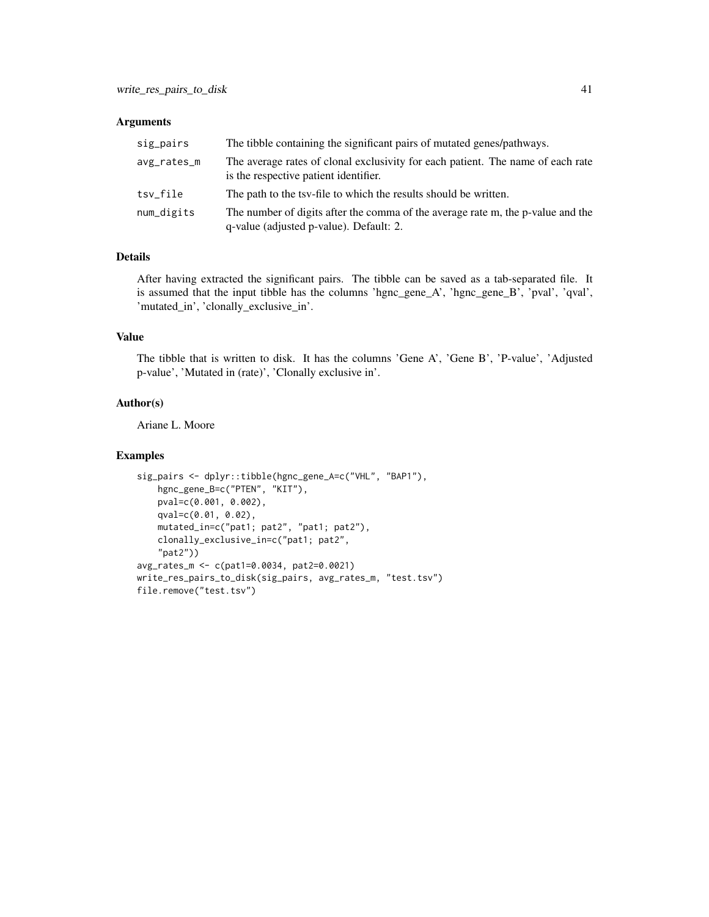### Arguments

| | |
|---|---|
| sig_pairs | The tibble containing the significant pairs of mutated genes/pathways. |
| avg_rates_m | The average rates of clonal exclusivity for each patient. The name of each rate is the respective patient identifier. |
| tsv_file | The path to the tsv-file to which the results should be written. |
| num_digits | The number of digits after the comma of the average rate m, the p-value and the q-value (adjusted p-value). Default: 2. |

### Details

After having extracted the significant pairs. The tibble can be saved as a tab-separated file. It is assumed that the input tibble has the columns 'hgnc_gene_A', 'hgnc_gene_B', 'pval', 'qval', 'mutated_in', 'clonally_exclusive_in'.

### Value

The tibble that is written to disk. It has the columns 'Gene A', 'Gene B', 'P-value', 'Adjusted p-value', 'Mutated in (rate)', 'Clonally exclusive in'.

### Author(s)

Ariane L. Moore

### Examples

```
sig_pairs <- dplyr::tibble(hgnc_gene_A=c("VHL", "BAP1"),
    hgnc_gene_B=c("PTEN", "KIT"),
    pval=c(0.001, 0.002),
    qval=c(0.01, 0.02),
    mutated_in=c("pat1; pat2", "pat1; pat2"),
    clonally_exclusive_in=c("pat1; pat2",
    "pat2"))
avg_rates_m <- c(pat1=0.0034, pat2=0.0021)
write_res_pairs_to_disk(sig_pairs, avg_rates_m, "test.tsv")
file.remove("test.tsv")
```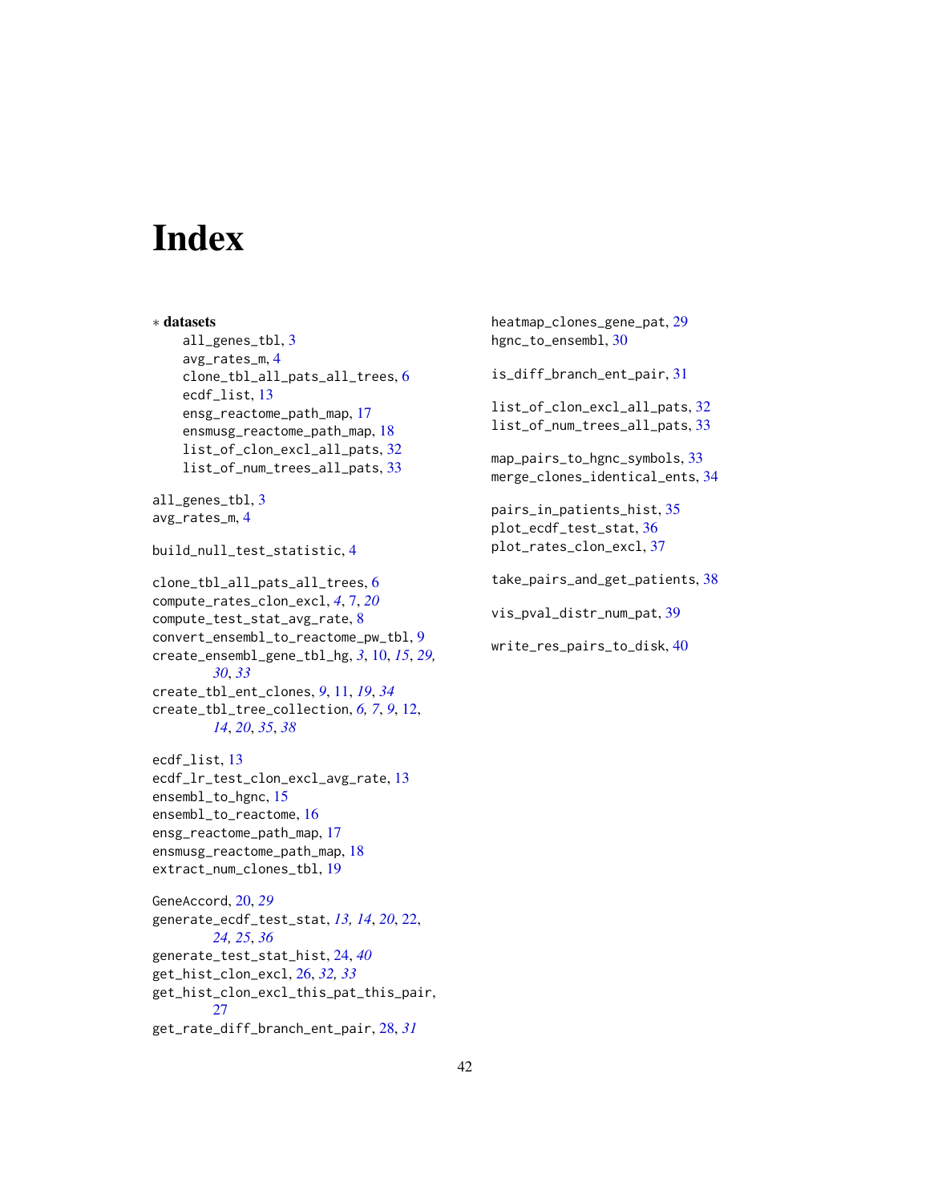# Index

∗ **datasets**
- all_genes_tbl, 3
- avg_rates_m, 4
- clone_tbl_all_pats_all_trees, 6
- ecdf_list, 13
- ensg_reactome_path_map, 17
- ensmusg_reactome_path_map, 18
- list_of_clon_excl_all_pats, 32
- list_of_num_trees_all_pats, 33

all_genes_tbl, 3
avg_rates_m, 4

build_null_test_statistic, 4

clone_tbl_all_pats_all_trees, 6
compute_rates_clon_excl, *4*, 7, *20*
compute_test_stat_avg_rate, 8
convert_ensembl_to_reactome_pw_tbl, 9
create_ensembl_gene_tbl_hg, *3*, 10, *15*, *29, 30*, *33*
create_tbl_ent_clones, *9*, 11, *19*, *34*
create_tbl_tree_collection, *6, 7*, *9*, 12, *14*, *20*, *35*, *38*

ecdf_list, 13
ecdf_lr_test_clon_excl_avg_rate, 13
ensembl_to_hgnc, 15
ensembl_to_reactome, 16
ensg_reactome_path_map, 17
ensmusg_reactome_path_map, 18
extract_num_clones_tbl, 19

GeneAccord, 20, *29*
generate_ecdf_test_stat, *13, 14*, *20*, 22, *24, 25*, *36*
generate_test_stat_hist, 24, *40*
get_hist_clon_excl, 26, *32, 33*
get_hist_clon_excl_this_pat_this_pair, 27
get_rate_diff_branch_ent_pair, 28, *31*

heatmap_clones_gene_pat, 29
hgnc_to_ensembl, 30

is_diff_branch_ent_pair, 31

list_of_clon_excl_all_pats, 32
list_of_num_trees_all_pats, 33

map_pairs_to_hgnc_symbols, 33
merge_clones_identical_ents, 34

pairs_in_patients_hist, 35
plot_ecdf_test_stat, 36
plot_rates_clon_excl, 37

take_pairs_and_get_patients, 38

vis_pval_distr_num_pat, 39

write_res_pairs_to_disk, 40